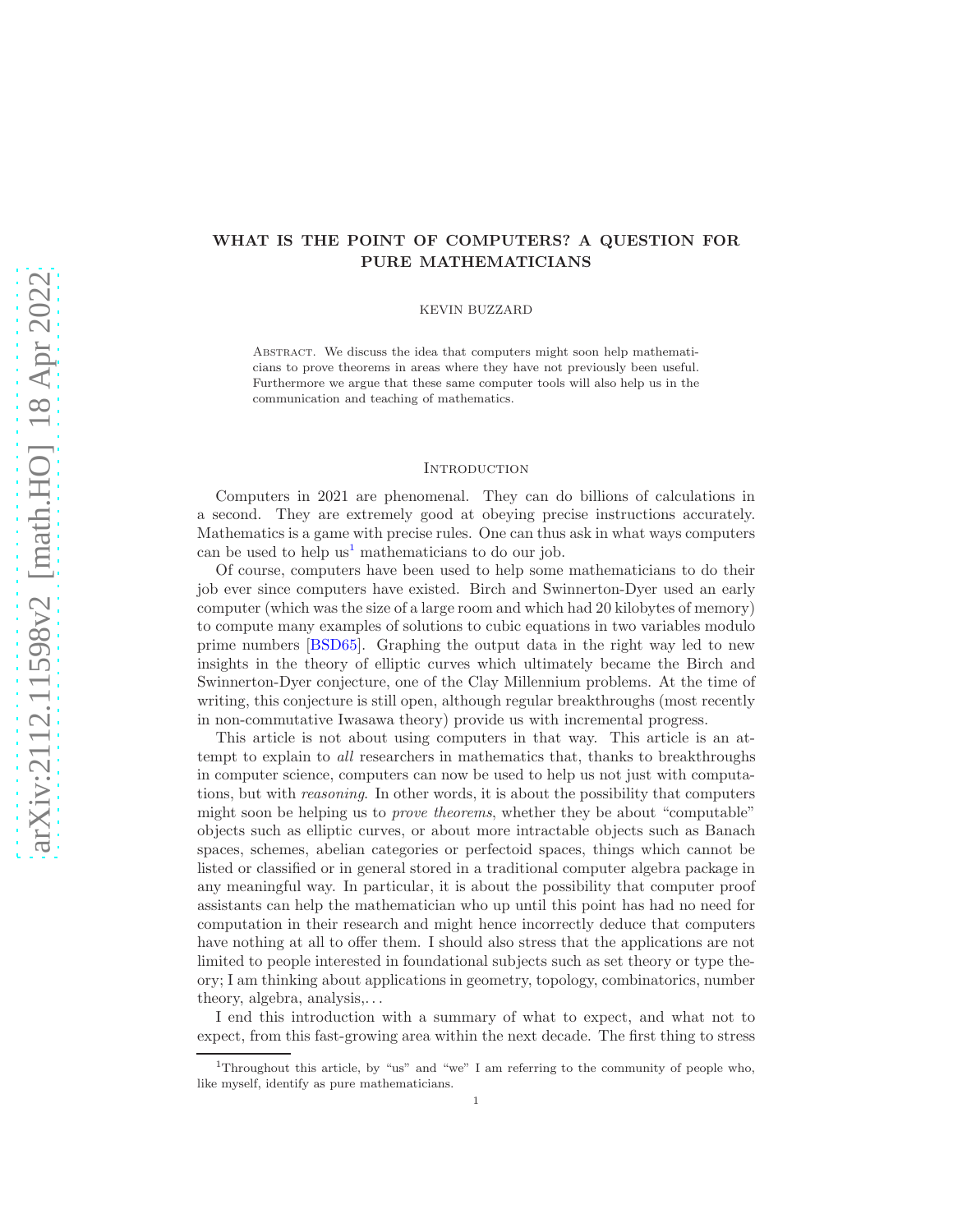# WHAT IS THE POINT OF COMPUTERS? A QUESTION FOR PURE MATHEMATICIANS

KEVIN BUZZARD

Abstract. We discuss the idea that computers might soon help mathematicians to prove theorems in areas where they have not previously been useful. Furthermore we argue that these same computer tools will also help us in the communication and teaching of mathematics.

## Introduction

Computers in 2021 are phenomenal. They can do billions of calculations in a second. They are extremely good at obeying precise instructions accurately. Mathematics is a game with precise rules. One can thus ask in what ways computers can be used to help us[1] mathematicians to do our job.

Of course, computers have been used to help some mathematicians to do their job ever since computers have existed. Birch and Swinnerton-Dyer used an early computer (which was the size of a large room and which had 20 kilobytes of memory) to compute many examples of solutions to cubic equations in two variables modulo prime numbers [BSD65]. Graphing the output data in the right way led to new insights in the theory of elliptic curves which ultimately became the Birch and Swinnerton-Dyer conjecture, one of the Clay Millennium problems. At the time of writing, this conjecture is still open, although regular breakthroughs (most recently in non-commutative Iwasawa theory) provide us with incremental progress.

This article is not about using computers in that way. This article is an attempt to explain to *all* researchers in mathematics that, thanks to breakthroughs in computer science, computers can now be used to help us not just with computations, but with *reasoning*. In other words, it is about the possibility that computers might soon be helping us to *prove theorems*, whether they be about "computable" objects such as elliptic curves, or about more intractable objects such as Banach spaces, schemes, abelian categories or perfectoid spaces, things which cannot be listed or classified or in general stored in a traditional computer algebra package in any meaningful way. In particular, it is about the possibility that computer proof assistants can help the mathematician who up until this point has had no need for computation in their research and might hence incorrectly deduce that computers have nothing at all to offer them. I should also stress that the applications are not limited to people interested in foundational subjects such as set theory or type theory; I am thinking about applications in geometry, topology, combinatorics, number theory, algebra, analysis,. . .

I end this introduction with a summary of what to expect, and what not to expect, from this fast-growing area within the next decade. The first thing to stress

[1] Throughout this article, by "us" and "we" I am referring to the community of people who, like myself, identify as pure mathematicians.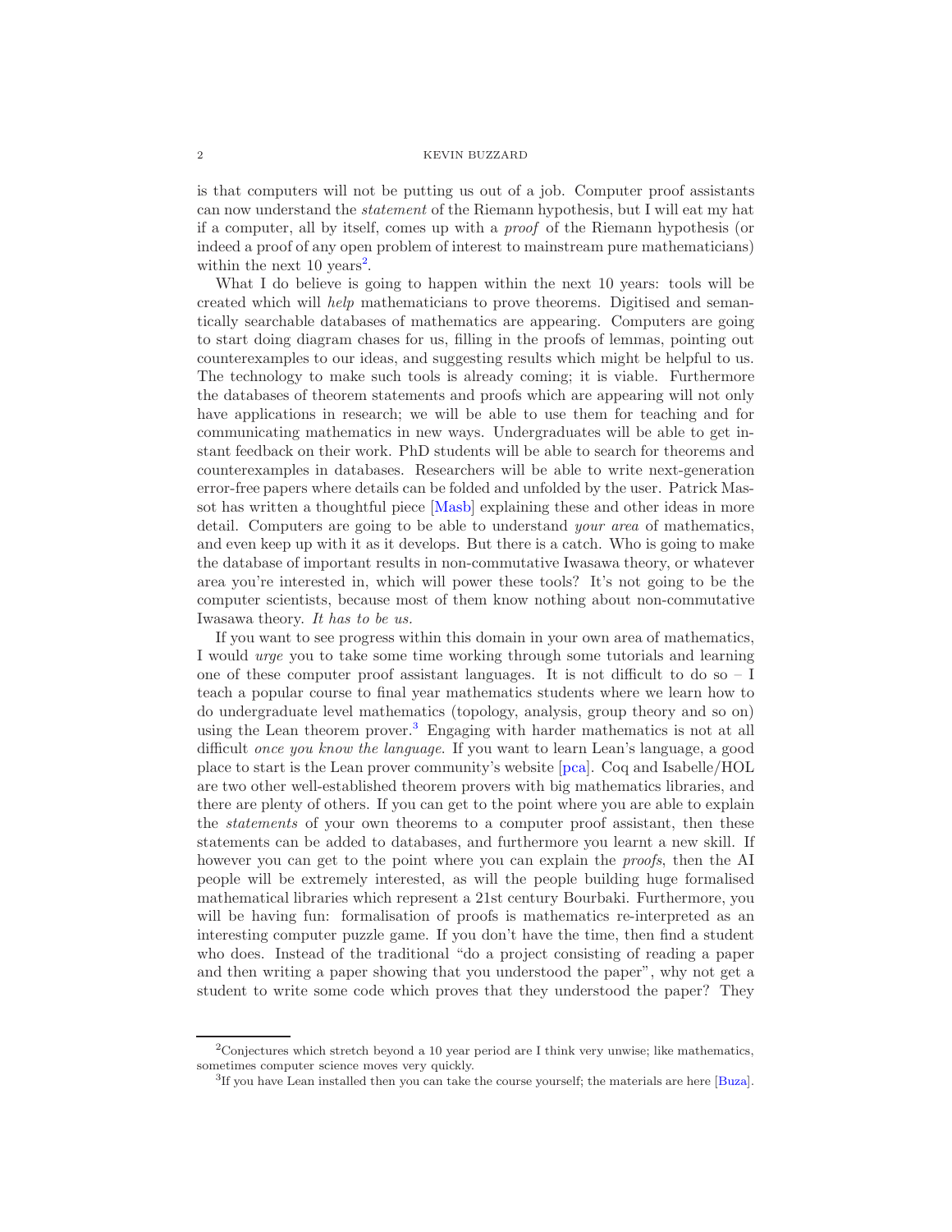is that computers will not be putting us out of a job. Computer proof assistants can now understand the *statement* of the Riemann hypothesis, but I will eat my hat if a computer, all by itself, comes up with a *proof* of the Riemann hypothesis (or indeed a proof of any open problem of interest to mainstream pure mathematicians) within the next 10 years[2].

What I do believe is going to happen within the next 10 years: tools will be created which will *help* mathematicians to prove theorems. Digitised and semantically searchable databases of mathematics are appearing. Computers are going to start doing diagram chases for us, filling in the proofs of lemmas, pointing out counterexamples to our ideas, and suggesting results which might be helpful to us. The technology to make such tools is already coming; it is viable. Furthermore the databases of theorem statements and proofs which are appearing will not only have applications in research; we will be able to use them for teaching and for communicating mathematics in new ways. Undergraduates will be able to get instant feedback on their work. PhD students will be able to search for theorems and counterexamples in databases. Researchers will be able to write next-generation error-free papers where details can be folded and unfolded by the user. Patrick Massot has written a thoughtful piece [Masb] explaining these and other ideas in more detail. Computers are going to be able to understand *your area* of mathematics, and even keep up with it as it develops. But there is a catch. Who is going to make the database of important results in non-commutative Iwasawa theory, or whatever area you're interested in, which will power these tools? It's not going to be the computer scientists, because most of them know nothing about non-commutative Iwasawa theory. *It has to be us.*

If you want to see progress within this domain in your own area of mathematics, I would *urge* you to take some time working through some tutorials and learning one of these computer proof assistant languages. It is not difficult to do so – I teach a popular course to final year mathematics students where we learn how to do undergraduate level mathematics (topology, analysis, group theory and so on) using the Lean theorem prover.[3] Engaging with harder mathematics is not at all difficult *once you know the language*. If you want to learn Lean's language, a good place to start is the Lean prover community's website [pca]. Coq and Isabelle/HOL are two other well-established theorem provers with big mathematics libraries, and there are plenty of others. If you can get to the point where you are able to explain the *statements* of your own theorems to a computer proof assistant, then these statements can be added to databases, and furthermore you learnt a new skill. If however you can get to the point where you can explain the *proofs*, then the AI people will be extremely interested, as will the people building huge formalised mathematical libraries which represent a 21st century Bourbaki. Furthermore, you will be having fun: formalisation of proofs is mathematics re-interpreted as an interesting computer puzzle game. If you don't have the time, then find a student who does. Instead of the traditional "do a project consisting of reading a paper and then writing a paper showing that you understood the paper", why not get a student to write some code which proves that they understood the paper? They

---

[2] Conjectures which stretch beyond a 10 year period are I think very unwise; like mathematics, sometimes computer science moves very quickly.

[3] If you have Lean installed then you can take the course yourself; the materials are here [Buza].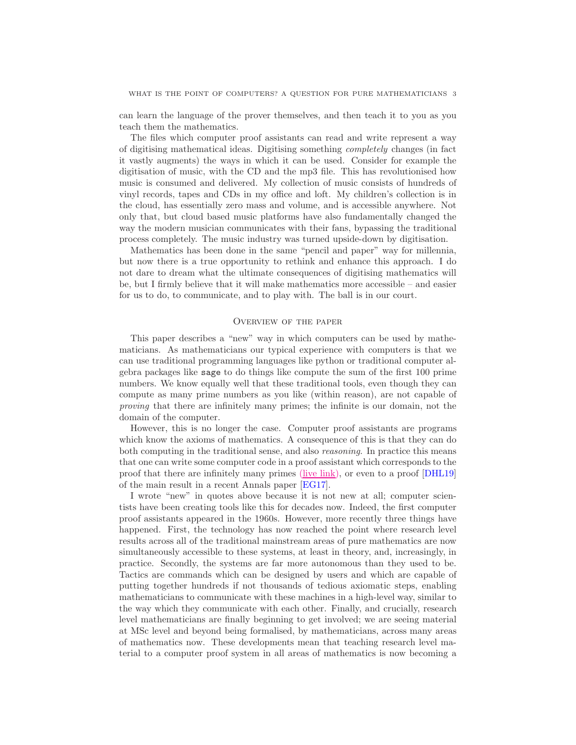can learn the language of the prover themselves, and then teach it to you as you teach them the mathematics.

The files which computer proof assistants can read and write represent a way of digitising mathematical ideas. Digitising something *completely* changes (in fact it vastly augments) the ways in which it can be used. Consider for example the digitisation of music, with the CD and the mp3 file. This has revolutionised how music is consumed and delivered. My collection of music consists of hundreds of vinyl records, tapes and CDs in my office and loft. My children's collection is in the cloud, has essentially zero mass and volume, and is accessible anywhere. Not only that, but cloud based music platforms have also fundamentally changed the way the modern musician communicates with their fans, bypassing the traditional process completely. The music industry was turned upside-down by digitisation.

Mathematics has been done in the same "pencil and paper" way for millennia, but now there is a true opportunity to rethink and enhance this approach. I do not dare to dream what the ultimate consequences of digitising mathematics will be, but I firmly believe that it will make mathematics more accessible – and easier for us to do, to communicate, and to play with. The ball is in our court.

## Overview of the paper

This paper describes a "new" way in which computers can be used by mathematicians. As mathematicians our typical experience with computers is that we can use traditional programming languages like python or traditional computer algebra packages like `sage` to do things like compute the sum of the first 100 prime numbers. We know equally well that these traditional tools, even though they can compute as many prime numbers as you like (within reason), are not capable of *proving* that there are infinitely many primes; the infinite is our domain, not the domain of the computer.

However, this is no longer the case. Computer proof assistants are programs which know the axioms of mathematics. A consequence of this is that they can do both computing in the traditional sense, and also *reasoning*. In practice this means that one can write some computer code in a proof assistant which corresponds to the proof that there are infinitely many primes (live link), or even to a proof [DHL19] of the main result in a recent Annals paper [EG17].

I wrote "new" in quotes above because it is not new at all; computer scientists have been creating tools like this for decades now. Indeed, the first computer proof assistants appeared in the 1960s. However, more recently three things have happened. First, the technology has now reached the point where research level results across all of the traditional mainstream areas of pure mathematics are now simultaneously accessible to these systems, at least in theory, and, increasingly, in practice. Secondly, the systems are far more autonomous than they used to be. Tactics are commands which can be designed by users and which are capable of putting together hundreds if not thousands of tedious axiomatic steps, enabling mathematicians to communicate with these machines in a high-level way, similar to the way which they communicate with each other. Finally, and crucially, research level mathematicians are finally beginning to get involved; we are seeing material at MSc level and beyond being formalised, by mathematicians, across many areas of mathematics now. These developments mean that teaching research level material to a computer proof system in all areas of mathematics is now becoming a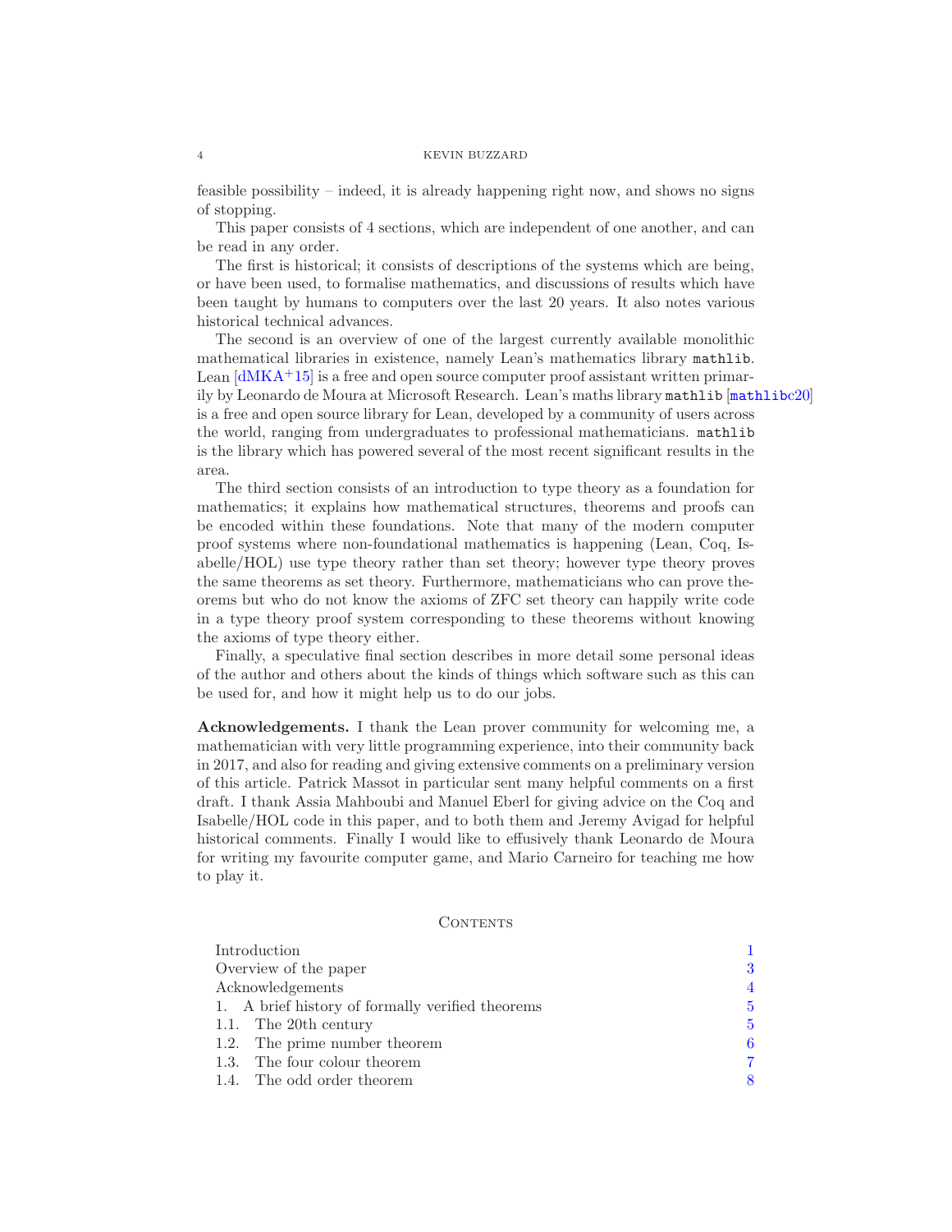feasible possibility – indeed, it is already happening right now, and shows no signs of stopping.

This paper consists of 4 sections, which are independent of one another, and can be read in any order.

The first is historical; it consists of descriptions of the systems which are being, or have been used, to formalise mathematics, and discussions of results which have been taught by humans to computers over the last 20 years. It also notes various historical technical advances.

The second is an overview of one of the largest currently available monolithic mathematical libraries in existence, namely Lean's mathematics library `mathlib`. Lean [dMKA+15] is a free and open source computer proof assistant written primarily by Leonardo de Moura at Microsoft Research. Lean's maths library `mathlib` [`mathlib`c20] is a free and open source library for Lean, developed by a community of users across the world, ranging from undergraduates to professional mathematicians. `mathlib` is the library which has powered several of the most recent significant results in the area.

The third section consists of an introduction to type theory as a foundation for mathematics; it explains how mathematical structures, theorems and proofs can be encoded within these foundations. Note that many of the modern computer proof systems where non-foundational mathematics is happening (Lean, Coq, Isabelle/HOL) use type theory rather than set theory; however type theory proves the same theorems as set theory. Furthermore, mathematicians who can prove theorems but who do not know the axioms of ZFC set theory can happily write code in a type theory proof system corresponding to these theorems without knowing the axioms of type theory either.

Finally, a speculative final section describes in more detail some personal ideas of the author and others about the kinds of things which software such as this can be used for, and how it might help us to do our jobs.

**Acknowledgements.** I thank the Lean prover community for welcoming me, a mathematician with very little programming experience, into their community back in 2017, and also for reading and giving extensive comments on a preliminary version of this article. Patrick Massot in particular sent many helpful comments on a first draft. I thank Assia Mahboubi and Manuel Eberl for giving advice on the Coq and Isabelle/HOL code in this paper, and to both them and Jeremy Avigad for helpful historical comments. Finally I would like to effusively thank Leonardo de Moura for writing my favourite computer game, and Mario Carneiro for teaching me how to play it.

## Contents

| | |
|---|---|
| Introduction | 1 |
| Overview of the paper | 3 |
| Acknowledgements | 4 |
| 1. A brief history of formally verified theorems | 5 |
| 1.1. The 20th century | 5 |
| 1.2. The prime number theorem | 6 |
| 1.3. The four colour theorem | 7 |
| 1.4. The odd order theorem | 8 |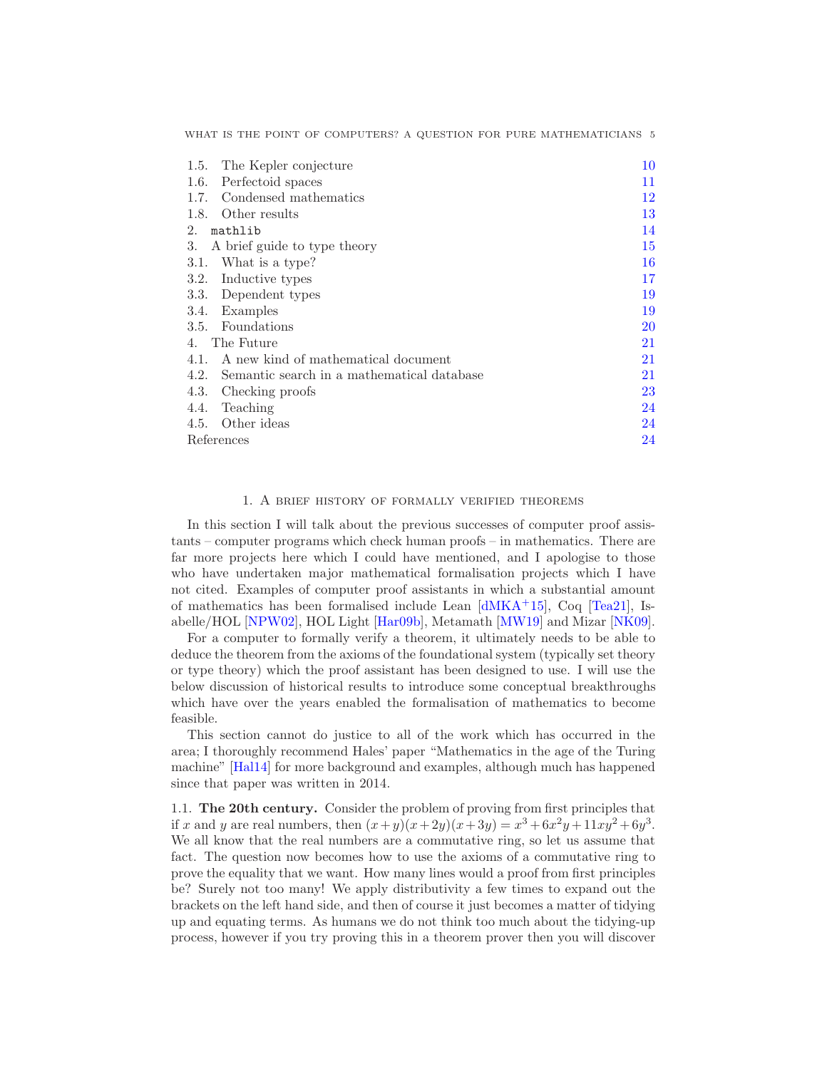| | | |
|---|---|---|
| 1.5. | The Kepler conjecture | 10 |
| 1.6. | Perfectoid spaces | 11 |
| 1.7. | Condensed mathematics | 12 |
| 1.8. | Other results | 13 |
| 2. | `mathlib` | 14 |
| 3. | A brief guide to type theory | 15 |
| 3.1. | What is a type? | 16 |
| 3.2. | Inductive types | 17 |
| 3.3. | Dependent types | 19 |
| 3.4. | Examples | 19 |
| 3.5. | Foundations | 20 |
| 4. | The Future | 21 |
| 4.1. | A new kind of mathematical document | 21 |
| 4.2. | Semantic search in a mathematical database | 21 |
| 4.3. | Checking proofs | 23 |
| 4.4. | Teaching | 24 |
| 4.5. | Other ideas | 24 |
| | References | 24 |

## 1. A brief history of formally verified theorems

In this section I will talk about the previous successes of computer proof assistants – computer programs which check human proofs – in mathematics. There are far more projects here which I could have mentioned, and I apologise to those who have undertaken major mathematical formalisation projects which I have not cited. Examples of computer proof assistants in which a substantial amount of mathematics has been formalised include Lean [dMKA+15], Coq [Tea21], Isabelle/HOL [NPW02], HOL Light [Har09b], Metamath [MW19] and Mizar [NK09].

For a computer to formally verify a theorem, it ultimately needs to be able to deduce the theorem from the axioms of the foundational system (typically set theory or type theory) which the proof assistant has been designed to use. I will use the below discussion of historical results to introduce some conceptual breakthroughs which have over the years enabled the formalisation of mathematics to become feasible.

This section cannot do justice to all of the work which has occurred in the area; I thoroughly recommend Hales' paper "Mathematics in the age of the Turing machine" [Hal14] for more background and examples, although much has happened since that paper was written in 2014.

### 1.1. The 20th century.

Consider the problem of proving from first principles that if $x$ and $y$ are real numbers, then $(x+y)(x+2y)(x+3y) = x^3+6x^2y+11xy^2+6y^3$. We all know that the real numbers are a commutative ring, so let us assume that fact. The question now becomes how to use the axioms of a commutative ring to prove the equality that we want. How many lines would a proof from first principles be? Surely not too many! We apply distributivity a few times to expand out the brackets on the left hand side, and then of course it just becomes a matter of tidying up and equating terms. As humans we do not think too much about the tidying-up process, however if you try proving this in a theorem prover then you will discover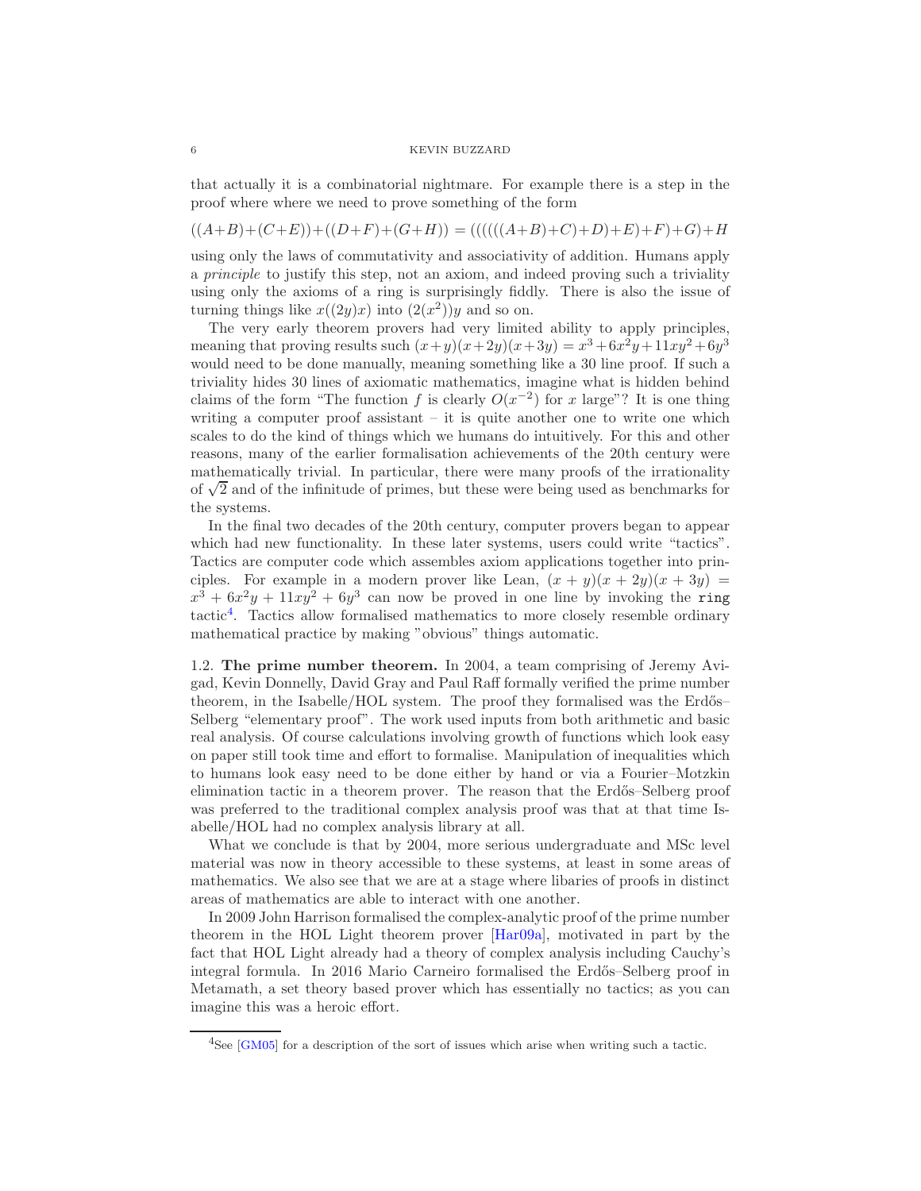that actually it is a combinatorial nightmare. For example there is a step in the proof where where we need to prove something of the form

$$((A+B)+(C+E))+((D+F)+(G+H)) = ((((((A+B)+C)+D)+E)+F)+G)+H$$

using only the laws of commutativity and associativity of addition. Humans apply a *principle* to justify this step, not an axiom, and indeed proving such a triviality using only the axioms of a ring is surprisingly fiddly. There is also the issue of turning things like $x((2y)x)$ into $(2(x^2))y$ and so on.

The very early theorem provers had very limited ability to apply principles, meaning that proving results such $(x+y)(x+2y)(x+3y) = x^3+6x^2y+11xy^2+6y^3$ would need to be done manually, meaning something like a 30 line proof. If such a triviality hides 30 lines of axiomatic mathematics, imagine what is hidden behind claims of the form "The function $f$ is clearly $O(x^{-2})$ for $x$ large"? It is one thing writing a computer proof assistant – it is quite another one to write one which scales to do the kind of things which we humans do intuitively. For this and other reasons, many of the earlier formalisation achievements of the 20th century were mathematically trivial. In particular, there were many proofs of the irrationality of $\sqrt{2}$ and of the infinitude of primes, but these were being used as benchmarks for the systems.

In the final two decades of the 20th century, computer provers began to appear which had new functionality. In these later systems, users could write "tactics". Tactics are computer code which assembles axiom applications together into principles. For example in a modern prover like Lean, $(x + y)(x + 2y)(x + 3y) = x^3 + 6x^2y + 11xy^2 + 6y^3$ can now be proved in one line by invoking the `ring` tactic[4]. Tactics allow formalised mathematics to more closely resemble ordinary mathematical practice by making "obvious" things automatic.

1.2. **The prime number theorem.** In 2004, a team comprising of Jeremy Avigad, Kevin Donnelly, David Gray and Paul Raff formally verified the prime number theorem, in the Isabelle/HOL system. The proof they formalised was the Erdős–Selberg "elementary proof". The work used inputs from both arithmetic and basic real analysis. Of course calculations involving growth of functions which look easy on paper still took time and effort to formalise. Manipulation of inequalities which to humans look easy need to be done either by hand or via a Fourier–Motzkin elimination tactic in a theorem prover. The reason that the Erdős–Selberg proof was preferred to the traditional complex analysis proof was that at that time Isabelle/HOL had no complex analysis library at all.

What we conclude is that by 2004, more serious undergraduate and MSc level material was now in theory accessible to these systems, at least in some areas of mathematics. We also see that we are at a stage where libaries of proofs in distinct areas of mathematics are able to interact with one another.

In 2009 John Harrison formalised the complex-analytic proof of the prime number theorem in the HOL Light theorem prover [Har09a], motivated in part by the fact that HOL Light already had a theory of complex analysis including Cauchy's integral formula. In 2016 Mario Carneiro formalised the Erdős–Selberg proof in Metamath, a set theory based prover which has essentially no tactics; as you can imagine this was a heroic effort.

[4] See [GM05] for a description of the sort of issues which arise when writing such a tactic.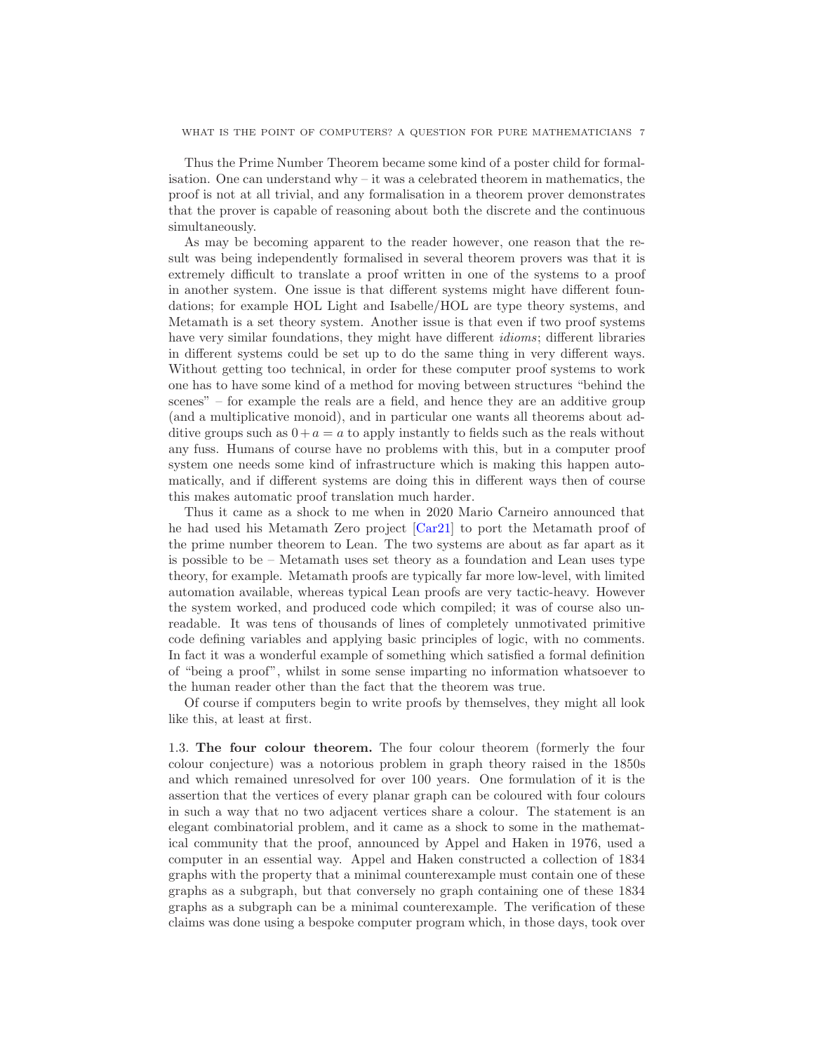Thus the Prime Number Theorem became some kind of a poster child for formalisation. One can understand why – it was a celebrated theorem in mathematics, the proof is not at all trivial, and any formalisation in a theorem prover demonstrates that the prover is capable of reasoning about both the discrete and the continuous simultaneously.

As may be becoming apparent to the reader however, one reason that the result was being independently formalised in several theorem provers was that it is extremely difficult to translate a proof written in one of the systems to a proof in another system. One issue is that different systems might have different foundations; for example HOL Light and Isabelle/HOL are type theory systems, and Metamath is a set theory system. Another issue is that even if two proof systems have very similar foundations, they might have different *idioms*; different libraries in different systems could be set up to do the same thing in very different ways. Without getting too technical, in order for these computer proof systems to work one has to have some kind of a method for moving between structures "behind the scenes" – for example the reals are a field, and hence they are an additive group (and a multiplicative monoid), and in particular one wants all theorems about additive groups such as $0 + a = a$ to apply instantly to fields such as the reals without any fuss. Humans of course have no problems with this, but in a computer proof system one needs some kind of infrastructure which is making this happen automatically, and if different systems are doing this in different ways then of course this makes automatic proof translation much harder.

Thus it came as a shock to me when in 2020 Mario Carneiro announced that he had used his Metamath Zero project [Car21] to port the Metamath proof of the prime number theorem to Lean. The two systems are about as far apart as it is possible to be – Metamath uses set theory as a foundation and Lean uses type theory, for example. Metamath proofs are typically far more low-level, with limited automation available, whereas typical Lean proofs are very tactic-heavy. However the system worked, and produced code which compiled; it was of course also unreadable. It was tens of thousands of lines of completely unmotivated primitive code defining variables and applying basic principles of logic, with no comments. In fact it was a wonderful example of something which satisfied a formal definition of "being a proof", whilst in some sense imparting no information whatsoever to the human reader other than the fact that the theorem was true.

Of course if computers begin to write proofs by themselves, they might all look like this, at least at first.

### 1.3. The four colour theorem.

The four colour theorem (formerly the four colour conjecture) was a notorious problem in graph theory raised in the 1850s and which remained unresolved for over 100 years. One formulation of it is the assertion that the vertices of every planar graph can be coloured with four colours in such a way that no two adjacent vertices share a colour. The statement is an elegant combinatorial problem, and it came as a shock to some in the mathematical community that the proof, announced by Appel and Haken in 1976, used a computer in an essential way. Appel and Haken constructed a collection of 1834 graphs with the property that a minimal counterexample must contain one of these graphs as a subgraph, but that conversely no graph containing one of these 1834 graphs as a subgraph can be a minimal counterexample. The verification of these claims was done using a bespoke computer program which, in those days, took over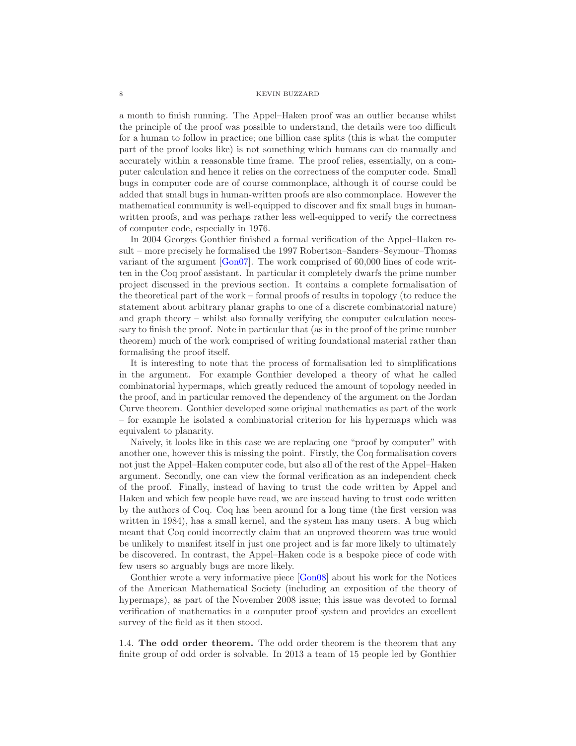a month to finish running. The Appel–Haken proof was an outlier because whilst the principle of the proof was possible to understand, the details were too difficult for a human to follow in practice; one billion case splits (this is what the computer part of the proof looks like) is not something which humans can do manually and accurately within a reasonable time frame. The proof relies, essentially, on a computer calculation and hence it relies on the correctness of the computer code. Small bugs in computer code are of course commonplace, although it of course could be added that small bugs in human-written proofs are also commonplace. However the mathematical community is well-equipped to discover and fix small bugs in human-written proofs, and was perhaps rather less well-equipped to verify the correctness of computer code, especially in 1976.

In 2004 Georges Gonthier finished a formal verification of the Appel–Haken result – more precisely he formalised the 1997 Robertson–Sanders–Seymour–Thomas variant of the argument [Gon07]. The work comprised of 60,000 lines of code written in the Coq proof assistant. In particular it completely dwarfs the prime number project discussed in the previous section. It contains a complete formalisation of the theoretical part of the work – formal proofs of results in topology (to reduce the statement about arbitrary planar graphs to one of a discrete combinatorial nature) and graph theory – whilst also formally verifying the computer calculation necessary to finish the proof. Note in particular that (as in the proof of the prime number theorem) much of the work comprised of writing foundational material rather than formalising the proof itself.

It is interesting to note that the process of formalisation led to simplifications in the argument. For example Gonthier developed a theory of what he called combinatorial hypermaps, which greatly reduced the amount of topology needed in the proof, and in particular removed the dependency of the argument on the Jordan Curve theorem. Gonthier developed some original mathematics as part of the work – for example he isolated a combinatorial criterion for his hypermaps which was equivalent to planarity.

Naively, it looks like in this case we are replacing one "proof by computer" with another one, however this is missing the point. Firstly, the Coq formalisation covers not just the Appel–Haken computer code, but also all of the rest of the Appel–Haken argument. Secondly, one can view the formal verification as an independent check of the proof. Finally, instead of having to trust the code written by Appel and Haken and which few people have read, we are instead having to trust code written by the authors of Coq. Coq has been around for a long time (the first version was written in 1984), has a small kernel, and the system has many users. A bug which meant that Coq could incorrectly claim that an unproved theorem was true would be unlikely to manifest itself in just one project and is far more likely to ultimately be discovered. In contrast, the Appel–Haken code is a bespoke piece of code with few users so arguably bugs are more likely.

Gonthier wrote a very informative piece [Gon08] about his work for the Notices of the American Mathematical Society (including an exposition of the theory of hypermaps), as part of the November 2008 issue; this issue was devoted to formal verification of mathematics in a computer proof system and provides an excellent survey of the field as it then stood.

1.4. **The odd order theorem.** The odd order theorem is the theorem that any finite group of odd order is solvable. In 2013 a team of 15 people led by Gonthier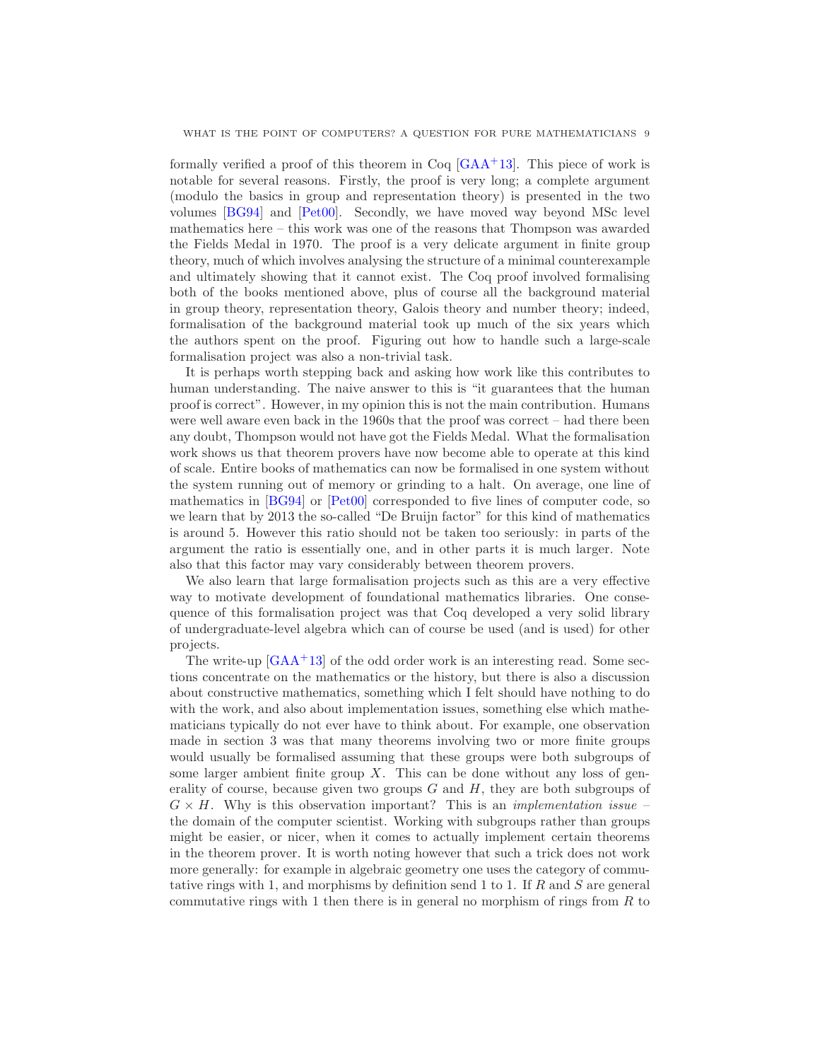formally verified a proof of this theorem in Coq [GAA+13]. This piece of work is notable for several reasons. Firstly, the proof is very long; a complete argument (modulo the basics in group and representation theory) is presented in the two volumes [BG94] and [Pet00]. Secondly, we have moved way beyond MSc level mathematics here – this work was one of the reasons that Thompson was awarded the Fields Medal in 1970. The proof is a very delicate argument in finite group theory, much of which involves analysing the structure of a minimal counterexample and ultimately showing that it cannot exist. The Coq proof involved formalising both of the books mentioned above, plus of course all the background material in group theory, representation theory, Galois theory and number theory; indeed, formalisation of the background material took up much of the six years which the authors spent on the proof. Figuring out how to handle such a large-scale formalisation project was also a non-trivial task.

It is perhaps worth stepping back and asking how work like this contributes to human understanding. The naive answer to this is "it guarantees that the human proof is correct". However, in my opinion this is not the main contribution. Humans were well aware even back in the 1960s that the proof was correct – had there been any doubt, Thompson would not have got the Fields Medal. What the formalisation work shows us that theorem provers have now become able to operate at this kind of scale. Entire books of mathematics can now be formalised in one system without the system running out of memory or grinding to a halt. On average, one line of mathematics in [BG94] or [Pet00] corresponded to five lines of computer code, so we learn that by 2013 the so-called "De Bruijn factor" for this kind of mathematics is around 5. However this ratio should not be taken too seriously: in parts of the argument the ratio is essentially one, and in other parts it is much larger. Note also that this factor may vary considerably between theorem provers.

We also learn that large formalisation projects such as this are a very effective way to motivate development of foundational mathematics libraries. One consequence of this formalisation project was that Coq developed a very solid library of undergraduate-level algebra which can of course be used (and is used) for other projects.

The write-up [GAA+13] of the odd order work is an interesting read. Some sections concentrate on the mathematics or the history, but there is also a discussion about constructive mathematics, something which I felt should have nothing to do with the work, and also about implementation issues, something else which mathematicians typically do not ever have to think about. For example, one observation made in section 3 was that many theorems involving two or more finite groups would usually be formalised assuming that these groups were both subgroups of some larger ambient finite group $X$. This can be done without any loss of generality of course, because given two groups $G$ and $H$, they are both subgroups of $G \times H$. Why is this observation important? This is an *implementation issue* – the domain of the computer scientist. Working with subgroups rather than groups might be easier, or nicer, when it comes to actually implement certain theorems in the theorem prover. It is worth noting however that such a trick does not work more generally: for example in algebraic geometry one uses the category of commutative rings with 1, and morphisms by definition send 1 to 1. If $R$ and $S$ are general commutative rings with 1 then there is in general no morphism of rings from $R$ to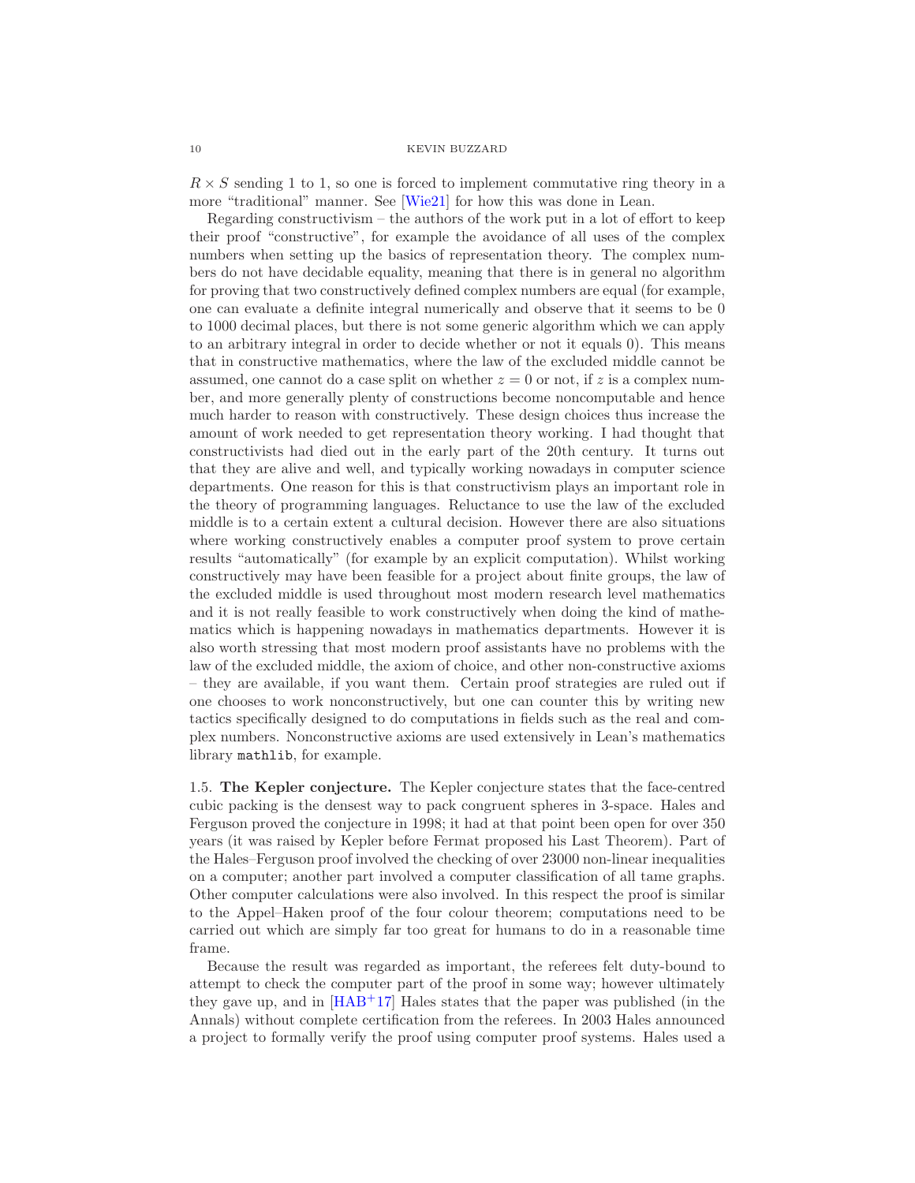$R \times S$ sending 1 to 1, so one is forced to implement commutative ring theory in a more "traditional" manner. See [Wie21] for how this was done in Lean.

Regarding constructivism – the authors of the work put in a lot of effort to keep their proof "constructive", for example the avoidance of all uses of the complex numbers when setting up the basics of representation theory. The complex numbers do not have decidable equality, meaning that there is in general no algorithm for proving that two constructively defined complex numbers are equal (for example, one can evaluate a definite integral numerically and observe that it seems to be 0 to 1000 decimal places, but there is not some generic algorithm which we can apply to an arbitrary integral in order to decide whether or not it equals 0). This means that in constructive mathematics, where the law of the excluded middle cannot be assumed, one cannot do a case split on whether $z = 0$ or not, if $z$ is a complex number, and more generally plenty of constructions become noncomputable and hence much harder to reason with constructively. These design choices thus increase the amount of work needed to get representation theory working. I had thought that constructivists had died out in the early part of the 20th century. It turns out that they are alive and well, and typically working nowadays in computer science departments. One reason for this is that constructivism plays an important role in the theory of programming languages. Reluctance to use the law of the excluded middle is to a certain extent a cultural decision. However there are also situations where working constructively enables a computer proof system to prove certain results "automatically" (for example by an explicit computation). Whilst working constructively may have been feasible for a project about finite groups, the law of the excluded middle is used throughout most modern research level mathematics and it is not really feasible to work constructively when doing the kind of mathematics which is happening nowadays in mathematics departments. However it is also worth stressing that most modern proof assistants have no problems with the law of the excluded middle, the axiom of choice, and other non-constructive axioms – they are available, if you want them. Certain proof strategies are ruled out if one chooses to work nonconstructively, but one can counter this by writing new tactics specifically designed to do computations in fields such as the real and complex numbers. Nonconstructive axioms are used extensively in Lean's mathematics library `mathlib`, for example.

1.5. **The Kepler conjecture.** The Kepler conjecture states that the face-centred cubic packing is the densest way to pack congruent spheres in 3-space. Hales and Ferguson proved the conjecture in 1998; it had at that point been open for over 350 years (it was raised by Kepler before Fermat proposed his Last Theorem). Part of the Hales–Ferguson proof involved the checking of over 23000 non-linear inequalities on a computer; another part involved a computer classification of all tame graphs. Other computer calculations were also involved. In this respect the proof is similar to the Appel–Haken proof of the four colour theorem; computations need to be carried out which are simply far too great for humans to do in a reasonable time frame.

Because the result was regarded as important, the referees felt duty-bound to attempt to check the computer part of the proof in some way; however ultimately they gave up, and in [HAB+17] Hales states that the paper was published (in the Annals) without complete certification from the referees. In 2003 Hales announced a project to formally verify the proof using computer proof systems. Hales used a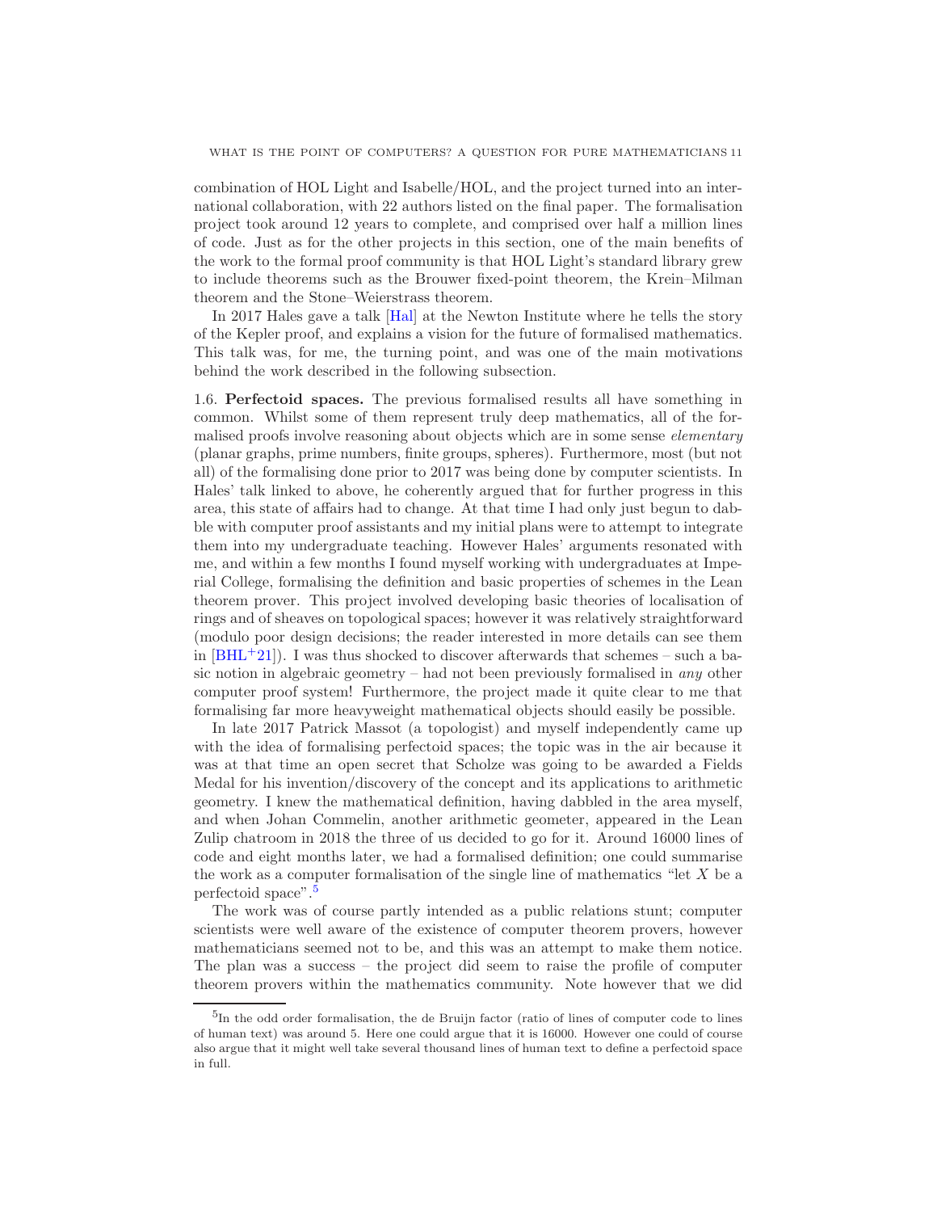combination of HOL Light and Isabelle/HOL, and the project turned into an international collaboration, with 22 authors listed on the final paper. The formalisation project took around 12 years to complete, and comprised over half a million lines of code. Just as for the other projects in this section, one of the main benefits of the work to the formal proof community is that HOL Light's standard library grew to include theorems such as the Brouwer fixed-point theorem, the Krein–Milman theorem and the Stone–Weierstrass theorem.

In 2017 Hales gave a talk [Hal] at the Newton Institute where he tells the story of the Kepler proof, and explains a vision for the future of formalised mathematics. This talk was, for me, the turning point, and was one of the main motivations behind the work described in the following subsection.

1.6. **Perfectoid spaces.** The previous formalised results all have something in common. Whilst some of them represent truly deep mathematics, all of the formalised proofs involve reasoning about objects which are in some sense *elementary* (planar graphs, prime numbers, finite groups, spheres). Furthermore, most (but not all) of the formalising done prior to 2017 was being done by computer scientists. In Hales' talk linked to above, he coherently argued that for further progress in this area, this state of affairs had to change. At that time I had only just begun to dabble with computer proof assistants and my initial plans were to attempt to integrate them into my undergraduate teaching. However Hales' arguments resonated with me, and within a few months I found myself working with undergraduates at Imperial College, formalising the definition and basic properties of schemes in the Lean theorem prover. This project involved developing basic theories of localisation of rings and of sheaves on topological spaces; however it was relatively straightforward (modulo poor design decisions; the reader interested in more details can see them in [BHL+21]). I was thus shocked to discover afterwards that schemes – such a basic notion in algebraic geometry – had not been previously formalised in *any* other computer proof system! Furthermore, the project made it quite clear to me that formalising far more heavyweight mathematical objects should easily be possible.

In late 2017 Patrick Massot (a topologist) and myself independently came up with the idea of formalising perfectoid spaces; the topic was in the air because it was at that time an open secret that Scholze was going to be awarded a Fields Medal for his invention/discovery of the concept and its applications to arithmetic geometry. I knew the mathematical definition, having dabbled in the area myself, and when Johan Commelin, another arithmetic geometer, appeared in the Lean Zulip chatroom in 2018 the three of us decided to go for it. Around 16000 lines of code and eight months later, we had a formalised definition; one could summarise the work as a computer formalisation of the single line of mathematics "let $X$ be a perfectoid space".[5]

The work was of course partly intended as a public relations stunt; computer scientists were well aware of the existence of computer theorem provers, however mathematicians seemed not to be, and this was an attempt to make them notice. The plan was a success – the project did seem to raise the profile of computer theorem provers within the mathematics community. Note however that we did

[5] In the odd order formalisation, the de Bruijn factor (ratio of lines of computer code to lines of human text) was around 5. Here one could argue that it is 16000. However one could of course also argue that it might well take several thousand lines of human text to define a perfectoid space in full.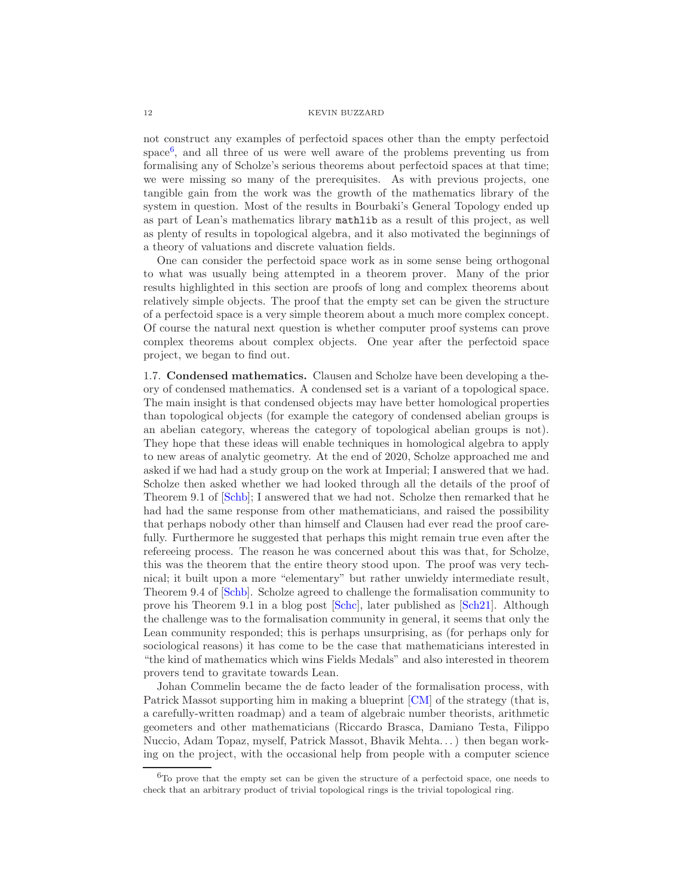not construct any examples of perfectoid spaces other than the empty perfectoid space[6], and all three of us were well aware of the problems preventing us from formalising any of Scholze's serious theorems about perfectoid spaces at that time; we were missing so many of the prerequisites. As with previous projects, one tangible gain from the work was the growth of the mathematics library of the system in question. Most of the results in Bourbaki's General Topology ended up as part of Lean's mathematics library `mathlib` as a result of this project, as well as plenty of results in topological algebra, and it also motivated the beginnings of a theory of valuations and discrete valuation fields.

One can consider the perfectoid space work as in some sense being orthogonal to what was usually being attempted in a theorem prover. Many of the prior results highlighted in this section are proofs of long and complex theorems about relatively simple objects. The proof that the empty set can be given the structure of a perfectoid space is a very simple theorem about a much more complex concept. Of course the natural next question is whether computer proof systems can prove complex theorems about complex objects. One year after the perfectoid space project, we began to find out.

1.7. **Condensed mathematics.** Clausen and Scholze have been developing a theory of condensed mathematics. A condensed set is a variant of a topological space. The main insight is that condensed objects may have better homological properties than topological objects (for example the category of condensed abelian groups is an abelian category, whereas the category of topological abelian groups is not). They hope that these ideas will enable techniques in homological algebra to apply to new areas of analytic geometry. At the end of 2020, Scholze approached me and asked if we had had a study group on the work at Imperial; I answered that we had. Scholze then asked whether we had looked through all the details of the proof of Theorem 9.1 of [Schb]; I answered that we had not. Scholze then remarked that he had had the same response from other mathematicians, and raised the possibility that perhaps nobody other than himself and Clausen had ever read the proof carefully. Furthermore he suggested that perhaps this might remain true even after the refereeing process. The reason he was concerned about this was that, for Scholze, this was the theorem that the entire theory stood upon. The proof was very technical; it built upon a more "elementary" but rather unwieldy intermediate result, Theorem 9.4 of [Schb]. Scholze agreed to challenge the formalisation community to prove his Theorem 9.1 in a blog post [Schc], later published as [Sch21]. Although the challenge was to the formalisation community in general, it seems that only the Lean community responded; this is perhaps unsurprising, as (for perhaps only for sociological reasons) it has come to be the case that mathematicians interested in "the kind of mathematics which wins Fields Medals" and also interested in theorem provers tend to gravitate towards Lean.

Johan Commelin became the de facto leader of the formalisation process, with Patrick Massot supporting him in making a blueprint [CM] of the strategy (that is, a carefully-written roadmap) and a team of algebraic number theorists, arithmetic geometers and other mathematicians (Riccardo Brasca, Damiano Testa, Filippo Nuccio, Adam Topaz, myself, Patrick Massot, Bhavik Mehta. . . ) then began working on the project, with the occasional help from people with a computer science

[6] To prove that the empty set can be given the structure of a perfectoid space, one needs to check that an arbitrary product of trivial topological rings is the trivial topological ring.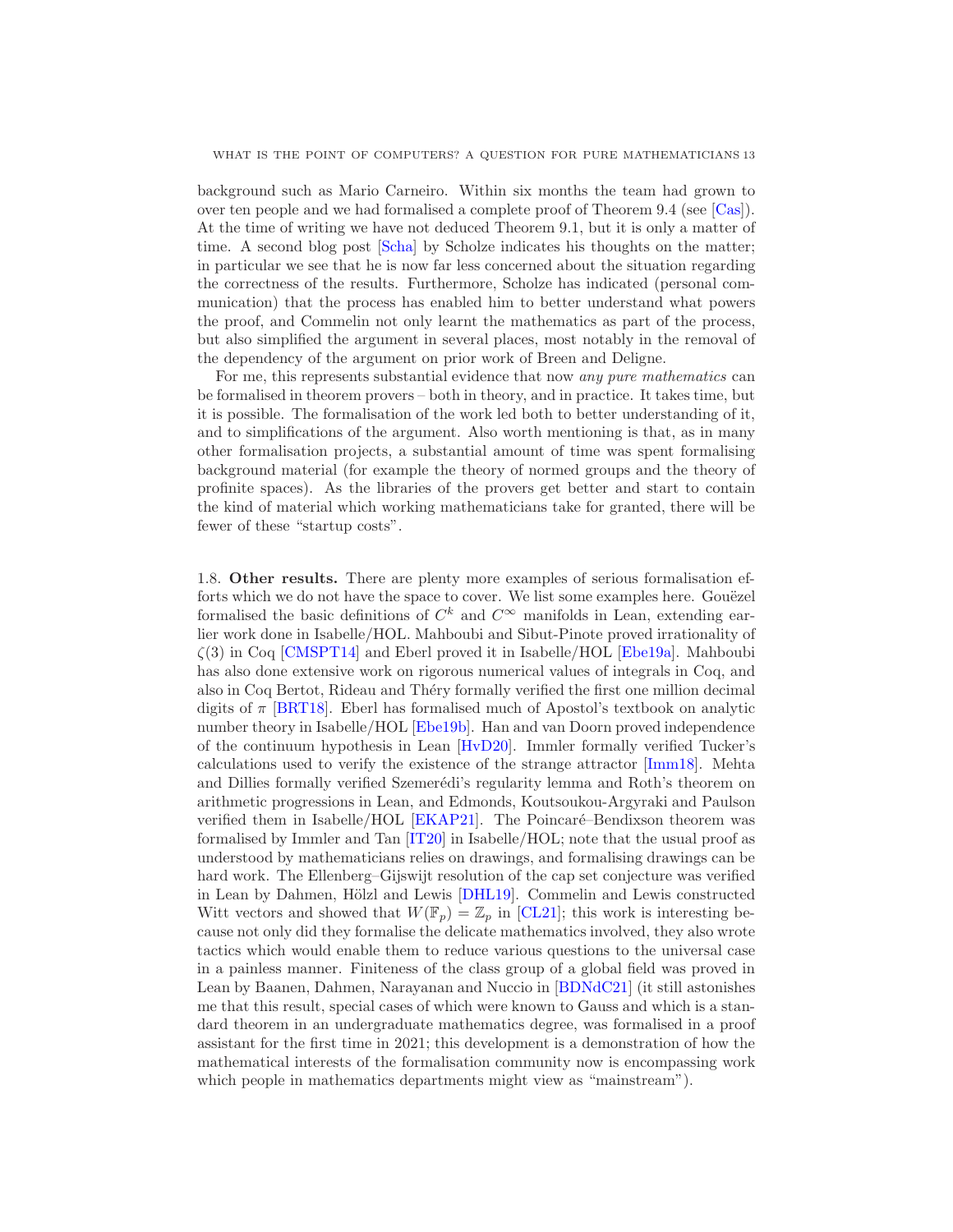background such as Mario Carneiro. Within six months the team had grown to over ten people and we had formalised a complete proof of Theorem 9.4 (see [Cas]). At the time of writing we have not deduced Theorem 9.1, but it is only a matter of time. A second blog post [Scha] by Scholze indicates his thoughts on the matter; in particular we see that he is now far less concerned about the situation regarding the correctness of the results. Furthermore, Scholze has indicated (personal communication) that the process has enabled him to better understand what powers the proof, and Commelin not only learnt the mathematics as part of the process, but also simplified the argument in several places, most notably in the removal of the dependency of the argument on prior work of Breen and Deligne.

For me, this represents substantial evidence that now *any pure mathematics* can be formalised in theorem provers – both in theory, and in practice. It takes time, but it is possible. The formalisation of the work led both to better understanding of it, and to simplifications of the argument. Also worth mentioning is that, as in many other formalisation projects, a substantial amount of time was spent formalising background material (for example the theory of normed groups and the theory of profinite spaces). As the libraries of the provers get better and start to contain the kind of material which working mathematicians take for granted, there will be fewer of these "startup costs".

1.8. **Other results.** There are plenty more examples of serious formalisation efforts which we do not have the space to cover. We list some examples here. Gouëzel formalised the basic definitions of $C^k$ and $C^\infty$ manifolds in Lean, extending earlier work done in Isabelle/HOL. Mahboubi and Sibut-Pinote proved irrationality of $\zeta(3)$ in Coq [CMSPT14] and Eberl proved it in Isabelle/HOL [Ebe19a]. Mahboubi has also done extensive work on rigorous numerical values of integrals in Coq, and also in Coq Bertot, Rideau and Théry formally verified the first one million decimal digits of $\pi$ [BRT18]. Eberl has formalised much of Apostol's textbook on analytic number theory in Isabelle/HOL [Ebe19b]. Han and van Doorn proved independence of the continuum hypothesis in Lean [HvD20]. Immler formally verified Tucker's calculations used to verify the existence of the strange attractor [Imm18]. Mehta and Dillies formally verified Szemerédi's regularity lemma and Roth's theorem on arithmetic progressions in Lean, and Edmonds, Koutsoukou-Argyraki and Paulson verified them in Isabelle/HOL [EKAP21]. The Poincaré–Bendixson theorem was formalised by Immler and Tan [IT20] in Isabelle/HOL; note that the usual proof as understood by mathematicians relies on drawings, and formalising drawings can be hard work. The Ellenberg–Gijswijt resolution of the cap set conjecture was verified in Lean by Dahmen, Hölzl and Lewis [DHL19]. Commelin and Lewis constructed Witt vectors and showed that $W(\mathbb{F}_p) = \mathbb{Z}_p$ in [CL21]; this work is interesting because not only did they formalise the delicate mathematics involved, they also wrote tactics which would enable them to reduce various questions to the universal case in a painless manner. Finiteness of the class group of a global field was proved in Lean by Baanen, Dahmen, Narayanan and Nuccio in [BDNdC21] (it still astonishes me that this result, special cases of which were known to Gauss and which is a standard theorem in an undergraduate mathematics degree, was formalised in a proof assistant for the first time in 2021; this development is a demonstration of how the mathematical interests of the formalisation community now is encompassing work which people in mathematics departments might view as "mainstream").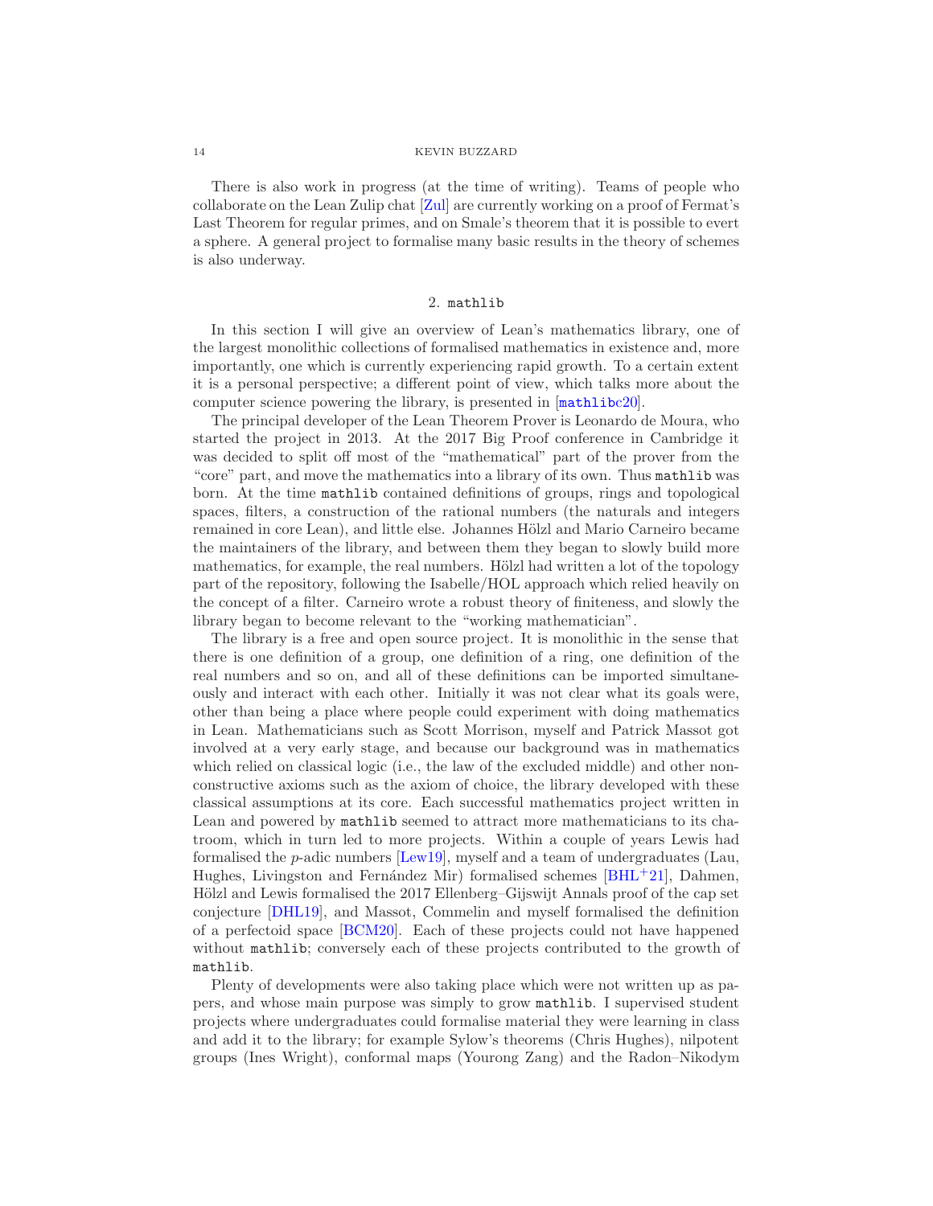There is also work in progress (at the time of writing). Teams of people who collaborate on the Lean Zulip chat [Zul] are currently working on a proof of Fermat's Last Theorem for regular primes, and on Smale's theorem that it is possible to evert a sphere. A general project to formalise many basic results in the theory of schemes is also underway.

## 2. `mathlib`

In this section I will give an overview of Lean's mathematics library, one of the largest monolithic collections of formalised mathematics in existence and, more importantly, one which is currently experiencing rapid growth. To a certain extent it is a personal perspective; a different point of view, which talks more about the computer science powering the library, is presented in [mathlibc20].

The principal developer of the Lean Theorem Prover is Leonardo de Moura, who started the project in 2013. At the 2017 Big Proof conference in Cambridge it was decided to split off most of the "mathematical" part of the prover from the "core" part, and move the mathematics into a library of its own. Thus `mathlib` was born. At the time `mathlib` contained definitions of groups, rings and topological spaces, filters, a construction of the rational numbers (the naturals and integers remained in core Lean), and little else. Johannes Hölzl and Mario Carneiro became the maintainers of the library, and between them they began to slowly build more mathematics, for example, the real numbers. Hölzl had written a lot of the topology part of the repository, following the Isabelle/HOL approach which relied heavily on the concept of a filter. Carneiro wrote a robust theory of finiteness, and slowly the library began to become relevant to the "working mathematician".

The library is a free and open source project. It is monolithic in the sense that there is one definition of a group, one definition of a ring, one definition of the real numbers and so on, and all of these definitions can be imported simultaneously and interact with each other. Initially it was not clear what its goals were, other than being a place where people could experiment with doing mathematics in Lean. Mathematicians such as Scott Morrison, myself and Patrick Massot got involved at a very early stage, and because our background was in mathematics which relied on classical logic (i.e., the law of the excluded middle) and other non-constructive axioms such as the axiom of choice, the library developed with these classical assumptions at its core. Each successful mathematics project written in Lean and powered by `mathlib` seemed to attract more mathematicians to its chatroom, which in turn led to more projects. Within a couple of years Lewis had formalised the $p$-adic numbers [Lew19], myself and a team of undergraduates (Lau, Hughes, Livingston and Fernández Mir) formalised schemes [BHL+21], Dahmen, Hölzl and Lewis formalised the 2017 Ellenberg–Gijswijt Annals proof of the cap set conjecture [DHL19], and Massot, Commelin and myself formalised the definition of a perfectoid space [BCM20]. Each of these projects could not have happened without `mathlib`; conversely each of these projects contributed to the growth of `mathlib`.

Plenty of developments were also taking place which were not written up as papers, and whose main purpose was simply to grow `mathlib`. I supervised student projects where undergraduates could formalise material they were learning in class and add it to the library; for example Sylow's theorems (Chris Hughes), nilpotent groups (Ines Wright), conformal maps (Yourong Zang) and the Radon–Nikodym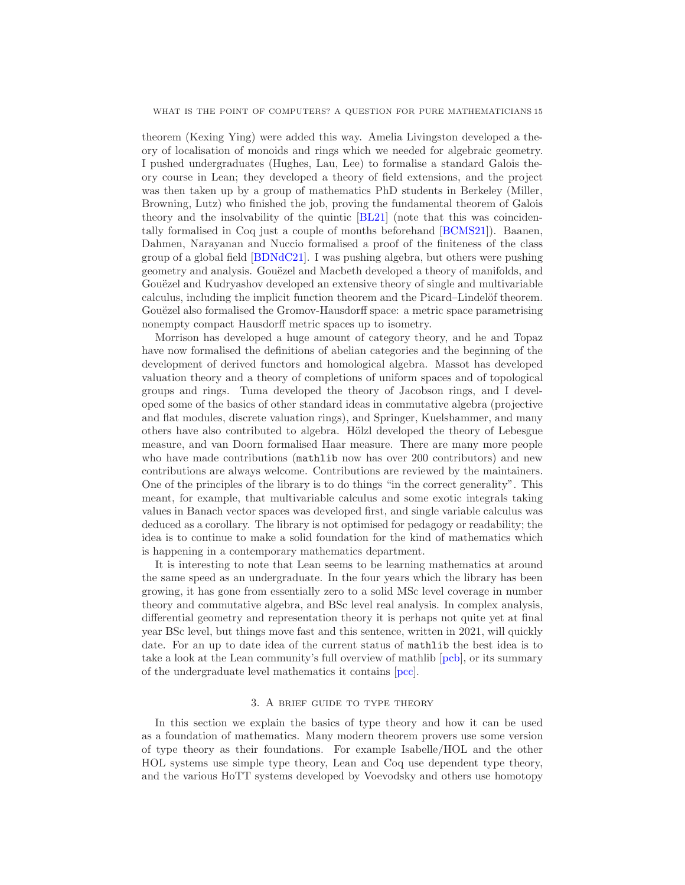theorem (Kexing Ying) were added this way. Amelia Livingston developed a theory of localisation of monoids and rings which we needed for algebraic geometry. I pushed undergraduates (Hughes, Lau, Lee) to formalise a standard Galois theory course in Lean; they developed a theory of field extensions, and the project was then taken up by a group of mathematics PhD students in Berkeley (Miller, Browning, Lutz) who finished the job, proving the fundamental theorem of Galois theory and the insolvability of the quintic [BL21] (note that this was coincidentally formalised in Coq just a couple of months beforehand [BCMS21]). Baanen, Dahmen, Narayanan and Nuccio formalised a proof of the finiteness of the class group of a global field [BDNdC21]. I was pushing algebra, but others were pushing geometry and analysis. Gouëzel and Macbeth developed a theory of manifolds, and Gouëzel and Kudryashov developed an extensive theory of single and multivariable calculus, including the implicit function theorem and the Picard–Lindelöf theorem. Gouëzel also formalised the Gromov-Hausdorff space: a metric space parametrising nonempty compact Hausdorff metric spaces up to isometry.

Morrison has developed a huge amount of category theory, and he and Topaz have now formalised the definitions of abelian categories and the beginning of the development of derived functors and homological algebra. Massot has developed valuation theory and a theory of completions of uniform spaces and of topological groups and rings. Tuma developed the theory of Jacobson rings, and I developed some of the basics of other standard ideas in commutative algebra (projective and flat modules, discrete valuation rings), and Springer, Kuelshammer, and many others have also contributed to algebra. Hölzl developed the theory of Lebesgue measure, and van Doorn formalised Haar measure. There are many more people who have made contributions (`mathlib` now has over 200 contributors) and new contributions are always welcome. Contributions are reviewed by the maintainers. One of the principles of the library is to do things "in the correct generality". This meant, for example, that multivariable calculus and some exotic integrals taking values in Banach vector spaces was developed first, and single variable calculus was deduced as a corollary. The library is not optimised for pedagogy or readability; the idea is to continue to make a solid foundation for the kind of mathematics which is happening in a contemporary mathematics department.

It is interesting to note that Lean seems to be learning mathematics at around the same speed as an undergraduate. In the four years which the library has been growing, it has gone from essentially zero to a solid MSc level coverage in number theory and commutative algebra, and BSc level real analysis. In complex analysis, differential geometry and representation theory it is perhaps not quite yet at final year BSc level, but things move fast and this sentence, written in 2021, will quickly date. For an up to date idea of the current status of `mathlib` the best idea is to take a look at the Lean community's full overview of mathlib [pcb], or its summary of the undergraduate level mathematics it contains [pcc].

## 3. A brief guide to type theory

In this section we explain the basics of type theory and how it can be used as a foundation of mathematics. Many modern theorem provers use some version of type theory as their foundations. For example Isabelle/HOL and the other HOL systems use simple type theory, Lean and Coq use dependent type theory, and the various HoTT systems developed by Voevodsky and others use homotopy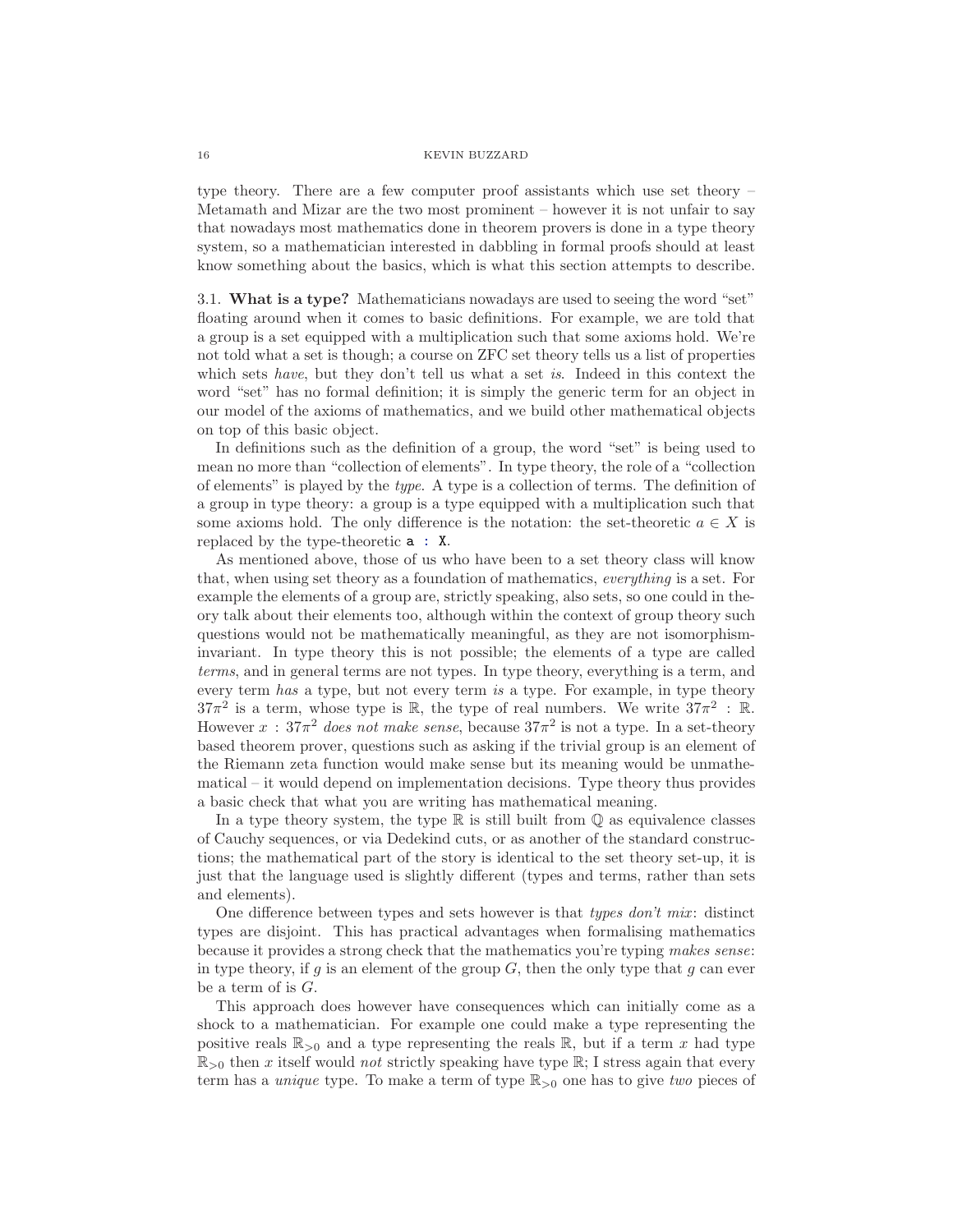type theory. There are a few computer proof assistants which use set theory – Metamath and Mizar are the two most prominent – however it is not unfair to say that nowadays most mathematics done in theorem provers is done in a type theory system, so a mathematician interested in dabbling in formal proofs should at least know something about the basics, which is what this section attempts to describe.

### 3.1. What is a type?

Mathematicians nowadays are used to seeing the word "set" floating around when it comes to basic definitions. For example, we are told that a group is a set equipped with a multiplication such that some axioms hold. We're not told what a set is though; a course on ZFC set theory tells us a list of properties which sets *have*, but they don't tell us what a set *is*. Indeed in this context the word "set" has no formal definition; it is simply the generic term for an object in our model of the axioms of mathematics, and we build other mathematical objects on top of this basic object.

In definitions such as the definition of a group, the word "set" is being used to mean no more than "collection of elements". In type theory, the role of a "collection of elements" is played by the *type*. A type is a collection of terms. The definition of a group in type theory: a group is a type equipped with a multiplication such that some axioms hold. The only difference is the notation: the set-theoretic $a \in X$ is replaced by the type-theoretic `a : X`.

As mentioned above, those of us who have been to a set theory class will know that, when using set theory as a foundation of mathematics, *everything* is a set. For example the elements of a group are, strictly speaking, also sets, so one could in theory talk about their elements too, although within the context of group theory such questions would not be mathematically meaningful, as they are not isomorphism-invariant. In type theory this is not possible; the elements of a type are called *terms*, and in general terms are not types. In type theory, everything is a term, and every term *has* a type, but not every term *is* a type. For example, in type theory $37\pi^2$ is a term, whose type is $\mathbb{R}$, the type of real numbers. We write $37\pi^2 : \mathbb{R}$. However $x : 37\pi^2$ *does not make sense*, because $37\pi^2$ is not a type. In a set-theory based theorem prover, questions such as asking if the trivial group is an element of the Riemann zeta function would make sense but its meaning would be unmathematical – it would depend on implementation decisions. Type theory thus provides a basic check that what you are writing has mathematical meaning.

In a type theory system, the type $\mathbb{R}$ is still built from $\mathbb{Q}$ as equivalence classes of Cauchy sequences, or via Dedekind cuts, or as another of the standard constructions; the mathematical part of the story is identical to the set theory set-up, it is just that the language used is slightly different (types and terms, rather than sets and elements).

One difference between types and sets however is that *types don't mix*: distinct types are disjoint. This has practical advantages when formalising mathematics because it provides a strong check that the mathematics you're typing *makes sense*: in type theory, if $g$ is an element of the group $G$, then the only type that $g$ can ever be a term of is $G$.

This approach does however have consequences which can initially come as a shock to a mathematician. For example one could make a type representing the positive reals $\mathbb{R}_{>0}$ and a type representing the reals $\mathbb{R}$, but if a term $x$ had type $\mathbb{R}_{>0}$ then $x$ itself would *not* strictly speaking have type $\mathbb{R}$; I stress again that every term has a *unique* type. To make a term of type $\mathbb{R}_{>0}$ one has to give *two* pieces of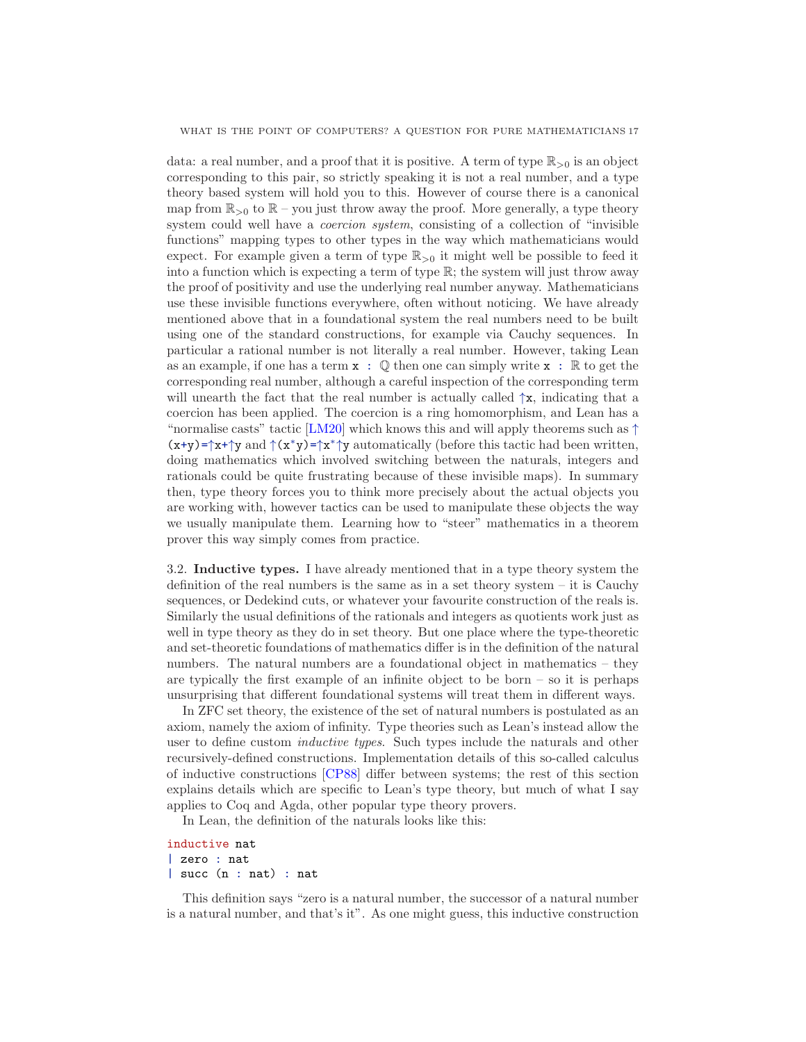data: a real number, and a proof that it is positive. A term of type $\mathbb{R}_{>0}$ is an object corresponding to this pair, so strictly speaking it is not a real number, and a type theory based system will hold you to this. However of course there is a canonical map from $\mathbb{R}_{>0}$ to $\mathbb{R}$ – you just throw away the proof. More generally, a type theory system could well have a *coercion system*, consisting of a collection of "invisible functions" mapping types to other types in the way which mathematicians would expect. For example given a term of type $\mathbb{R}_{>0}$ it might well be possible to feed it into a function which is expecting a term of type $\mathbb{R}$; the system will just throw away the proof of positivity and use the underlying real number anyway. Mathematicians use these invisible functions everywhere, often without noticing. We have already mentioned above that in a foundational system the real numbers need to be built using one of the standard constructions, for example via Cauchy sequences. In particular a rational number is not literally a real number. However, taking Lean as an example, if one has a term `x : ℚ` then one can simply write `x : ℝ` to get the corresponding real number, although a careful inspection of the corresponding term will unearth the fact that the real number is actually called `↑x`, indicating that a coercion has been applied. The coercion is a ring homomorphism, and Lean has a "normalise casts" tactic [LM20] which knows this and will apply theorems such as `↑(x+y)=↑x+↑y` and `↑(x*y)=↑x*↑y` automatically (before this tactic had been written, doing mathematics which involved switching between the naturals, integers and rationals could be quite frustrating because of these invisible maps). In summary then, type theory forces you to think more precisely about the actual objects you are working with, however tactics can be used to manipulate these objects the way we usually manipulate them. Learning how to "steer" mathematics in a theorem prover this way simply comes from practice.

### 3.2. Inductive types.

I have already mentioned that in a type theory system the definition of the real numbers is the same as in a set theory system – it is Cauchy sequences, or Dedekind cuts, or whatever your favourite construction of the reals is. Similarly the usual definitions of the rationals and integers as quotients work just as well in type theory as they do in set theory. But one place where the type-theoretic and set-theoretic foundations of mathematics differ is in the definition of the natural numbers. The natural numbers are a foundational object in mathematics – they are typically the first example of an infinite object to be born – so it is perhaps unsurprising that different foundational systems will treat them in different ways.

In ZFC set theory, the existence of the set of natural numbers is postulated as an axiom, namely the axiom of infinity. Type theories such as Lean's instead allow the user to define custom *inductive types*. Such types include the naturals and other recursively-defined constructions. Implementation details of this so-called calculus of inductive constructions [CP88] differ between systems; the rest of this section explains details which are specific to Lean's type theory, but much of what I say applies to Coq and Agda, other popular type theory provers.

In Lean, the definition of the naturals looks like this:

```
inductive nat
| zero : nat
| succ (n : nat) : nat
```

This definition says "zero is a natural number, the successor of a natural number is a natural number, and that's it". As one might guess, this inductive construction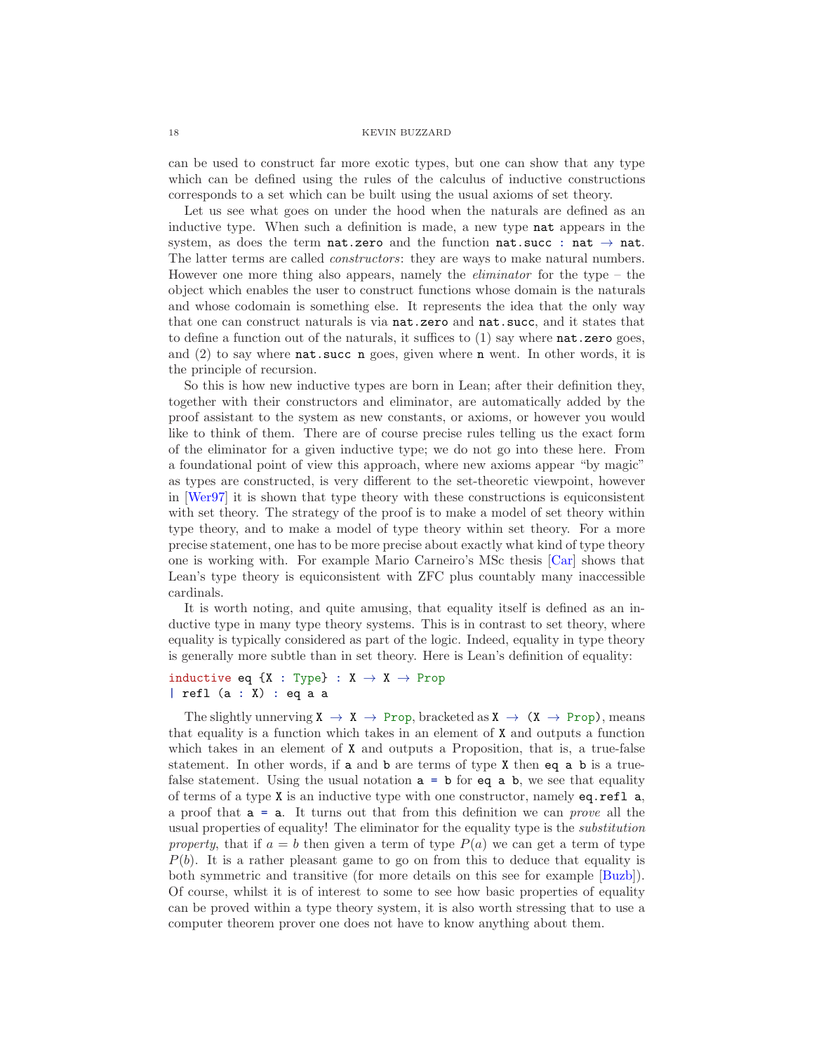can be used to construct far more exotic types, but one can show that any type which can be defined using the rules of the calculus of inductive constructions corresponds to a set which can be built using the usual axioms of set theory.

Let us see what goes on under the hood when the naturals are defined as an inductive type. When such a definition is made, a new type `nat` appears in the system, as does the term `nat.zero` and the function `nat.succ : nat → nat`. The latter terms are called *constructors*: they are ways to make natural numbers. However one more thing also appears, namely the *eliminator* for the type – the object which enables the user to construct functions whose domain is the naturals and whose codomain is something else. It represents the idea that the only way that one can construct naturals is via `nat.zero` and `nat.succ`, and it states that to define a function out of the naturals, it suffices to (1) say where `nat.zero` goes, and (2) to say where `nat.succ n` goes, given where `n` went. In other words, it is the principle of recursion.

So this is how new inductive types are born in Lean; after their definition they, together with their constructors and eliminator, are automatically added by the proof assistant to the system as new constants, or axioms, or however you would like to think of them. There are of course precise rules telling us the exact form of the eliminator for a given inductive type; we do not go into these here. From a foundational point of view this approach, where new axioms appear "by magic" as types are constructed, is very different to the set-theoretic viewpoint, however in [Wer97] it is shown that type theory with these constructions is equiconsistent with set theory. The strategy of the proof is to make a model of set theory within type theory, and to make a model of type theory within set theory. For a more precise statement, one has to be more precise about exactly what kind of type theory one is working with. For example Mario Carneiro's MSc thesis [Car] shows that Lean's type theory is equiconsistent with ZFC plus countably many inaccessible cardinals.

It is worth noting, and quite amusing, that equality itself is defined as an inductive type in many type theory systems. This is in contrast to set theory, where equality is typically considered as part of the logic. Indeed, equality in type theory is generally more subtle than in set theory. Here is Lean's definition of equality:

```
inductive eq {X : Type} : X → X → Prop
| refl (a : X) : eq a a
```

The slightly unnerving `X → X → Prop`, bracketed as `X → (X → Prop)`, means that equality is a function which takes in an element of `X` and outputs a function which takes in an element of `X` and outputs a Proposition, that is, a true-false statement. In other words, if `a` and `b` are terms of type `X` then `eq a b` is a true-false statement. Using the usual notation `a = b` for `eq a b`, we see that equality of terms of a type `X` is an inductive type with one constructor, namely `eq.refl a`, a proof that `a = a`. It turns out that from this definition we can *prove* all the usual properties of equality! The eliminator for the equality type is the *substitution property*, that if $a = b$ then given a term of type $P(a)$ we can get a term of type $P(b)$. It is a rather pleasant game to go on from this to deduce that equality is both symmetric and transitive (for more details on this see for example [Buzb]). Of course, whilst it is of interest to some to see how basic properties of equality can be proved within a type theory system, it is also worth stressing that to use a computer theorem prover one does not have to know anything about them.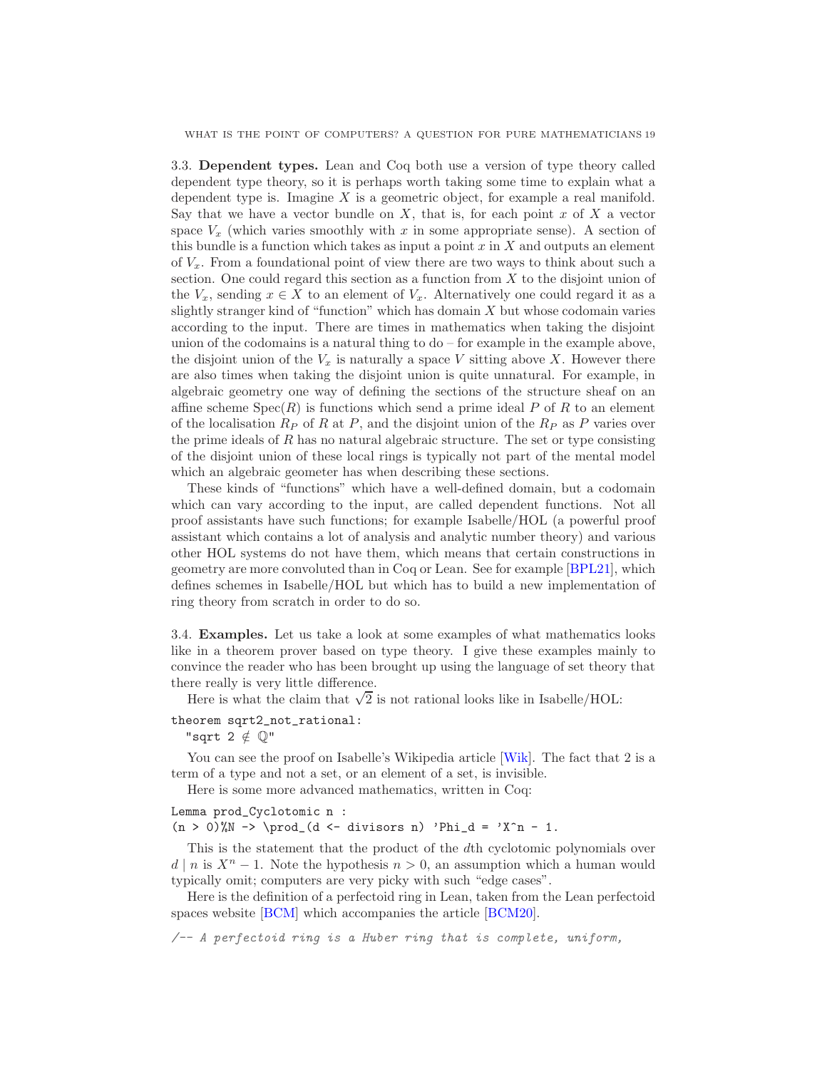**3.3. Dependent types.** Lean and Coq both use a version of type theory called dependent type theory, so it is perhaps worth taking some time to explain what a dependent type is. Imagine $X$ is a geometric object, for example a real manifold. Say that we have a vector bundle on $X$, that is, for each point $x$ of $X$ a vector space $V_x$ (which varies smoothly with $x$ in some appropriate sense). A section of this bundle is a function which takes as input a point $x$ in $X$ and outputs an element of $V_x$. From a foundational point of view there are two ways to think about such a section. One could regard this section as a function from $X$ to the disjoint union of the $V_x$, sending $x \in X$ to an element of $V_x$. Alternatively one could regard it as a slightly stranger kind of "function" which has domain $X$ but whose codomain varies according to the input. There are times in mathematics when taking the disjoint union of the codomains is a natural thing to do – for example in the example above, the disjoint union of the $V_x$ is naturally a space $V$ sitting above $X$. However there are also times when taking the disjoint union is quite unnatural. For example, in algebraic geometry one way of defining the sections of the structure sheaf on an affine scheme $\mathrm{Spec}(R)$ is functions which send a prime ideal $P$ of $R$ to an element of the localisation $R_P$ of $R$ at $P$, and the disjoint union of the $R_P$ as $P$ varies over the prime ideals of $R$ has no natural algebraic structure. The set or type consisting of the disjoint union of these local rings is typically not part of the mental model which an algebraic geometer has when describing these sections.

These kinds of "functions" which have a well-defined domain, but a codomain which can vary according to the input, are called dependent functions. Not all proof assistants have such functions; for example Isabelle/HOL (a powerful proof assistant which contains a lot of analysis and analytic number theory) and various other HOL systems do not have them, which means that certain constructions in geometry are more convoluted than in Coq or Lean. See for example [BPL21], which defines schemes in Isabelle/HOL but which has to build a new implementation of ring theory from scratch in order to do so.

**3.4. Examples.** Let us take a look at some examples of what mathematics looks like in a theorem prover based on type theory. I give these examples mainly to convince the reader who has been brought up using the language of set theory that there really is very little difference.

Here is what the claim that $\sqrt{2}$ is not rational looks like in Isabelle/HOL:

```
theorem sqrt2_not_rational:
  "sqrt 2 ∉ ℚ"
```

You can see the proof on Isabelle's Wikipedia article [Wik]. The fact that 2 is a term of a type and not a set, or an element of a set, is invisible.

Here is some more advanced mathematics, written in Coq:

```
Lemma prod_Cyclotomic n :
(n > 0)%N -> \prod_(d <- divisors n) 'Phi_d = 'X^n - 1.
```

This is the statement that the product of the $d$th cyclotomic polynomials over $d \mid n$ is $X^n - 1$. Note the hypothesis $n > 0$, an assumption which a human would typically omit; computers are very picky with such "edge cases".

Here is the definition of a perfectoid ring in Lean, taken from the Lean perfectoid spaces website [BCM] which accompanies the article [BCM20].

```
/-- A perfectoid ring is a Huber ring that is complete, uniform,
```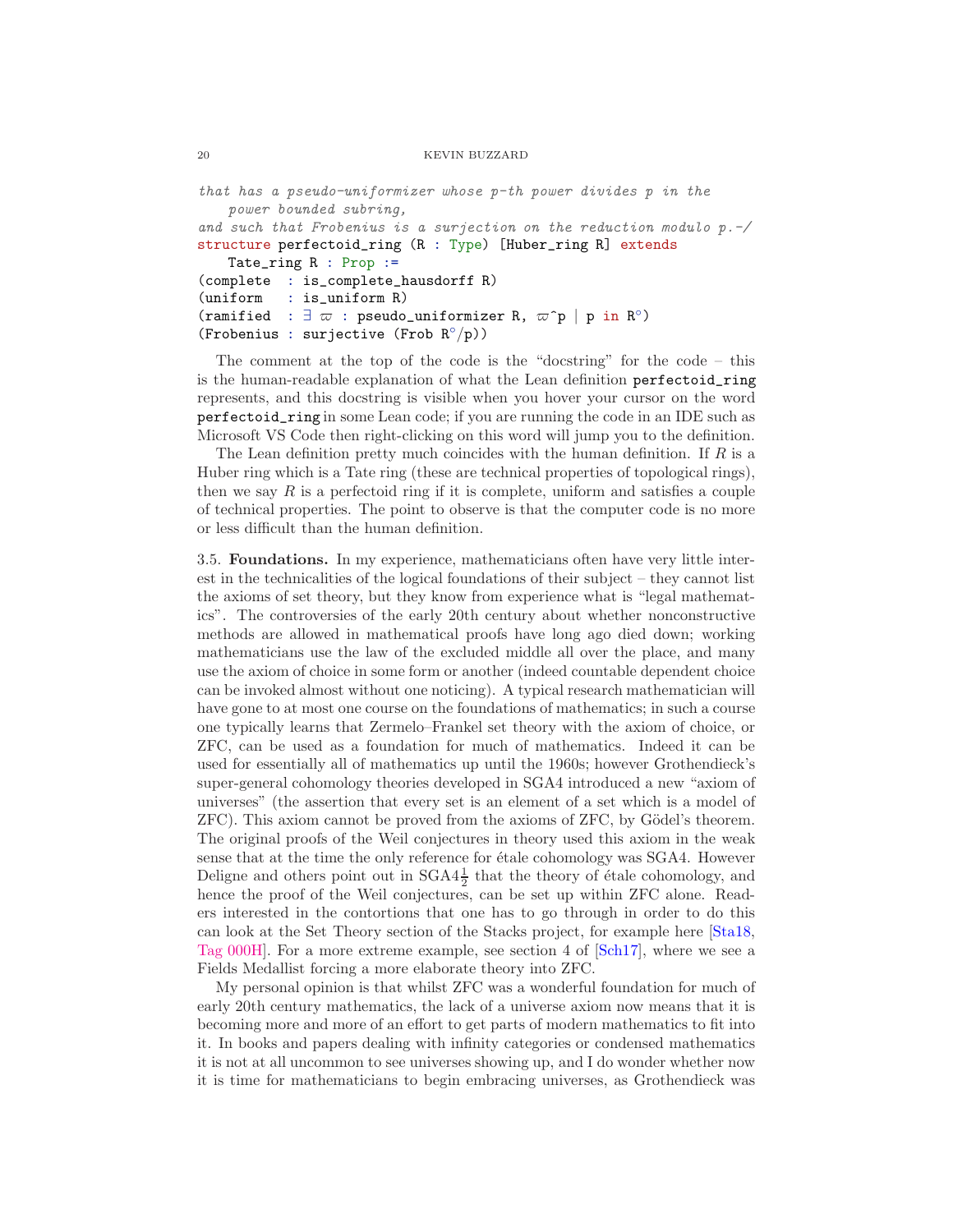```
that has a pseudo-uniformizer whose p-th power divides p in the
    power bounded subring,
and such that Frobenius is a surjection on the reduction modulo p.-/
structure perfectoid_ring (R : Type) [Huber_ring R] extends
    Tate_ring R : Prop :=
(complete  : is_complete_hausdorff R)
(uniform   : is_uniform R)
(ramified  : ∃ ϖ : pseudo_uniformizer R, ϖ^p ∣ p in R°)
(Frobenius : surjective (Frob R°/p))
```

The comment at the top of the code is the "docstring" for the code – this is the human-readable explanation of what the Lean definition `perfectoid_ring` represents, and this docstring is visible when you hover your cursor on the word `perfectoid_ring` in some Lean code; if you are running the code in an IDE such as Microsoft VS Code then right-clicking on this word will jump you to the definition.

The Lean definition pretty much coincides with the human definition. If $R$ is a Huber ring which is a Tate ring (these are technical properties of topological rings), then we say $R$ is a perfectoid ring if it is complete, uniform and satisfies a couple of technical properties. The point to observe is that the computer code is no more or less difficult than the human definition.

3.5. **Foundations.** In my experience, mathematicians often have very little interest in the technicalities of the logical foundations of their subject – they cannot list the axioms of set theory, but they know from experience what is "legal mathematics". The controversies of the early 20th century about whether nonconstructive methods are allowed in mathematical proofs have long ago died down; working mathematicians use the law of the excluded middle all over the place, and many use the axiom of choice in some form or another (indeed countable dependent choice can be invoked almost without one noticing). A typical research mathematician will have gone to at most one course on the foundations of mathematics; in such a course one typically learns that Zermelo–Frankel set theory with the axiom of choice, or ZFC, can be used as a foundation for much of mathematics. Indeed it can be used for essentially all of mathematics up until the 1960s; however Grothendieck's super-general cohomology theories developed in SGA4 introduced a new "axiom of universes" (the assertion that every set is an element of a set which is a model of ZFC). This axiom cannot be proved from the axioms of ZFC, by Gödel's theorem. The original proofs of the Weil conjectures in theory used this axiom in the weak sense that at the time the only reference for étale cohomology was SGA4. However Deligne and others point out in SGA4$\frac{1}{2}$ that the theory of étale cohomology, and hence the proof of the Weil conjectures, can be set up within ZFC alone. Readers interested in the contortions that one has to go through in order to do this can look at the Set Theory section of the Stacks project, for example here [Sta18, Tag 000H]. For a more extreme example, see section 4 of [Sch17], where we see a Fields Medallist forcing a more elaborate theory into ZFC.

My personal opinion is that whilst ZFC was a wonderful foundation for much of early 20th century mathematics, the lack of a universe axiom now means that it is becoming more and more of an effort to get parts of modern mathematics to fit into it. In books and papers dealing with infinity categories or condensed mathematics it is not at all uncommon to see universes showing up, and I do wonder whether now it is time for mathematicians to begin embracing universes, as Grothendieck was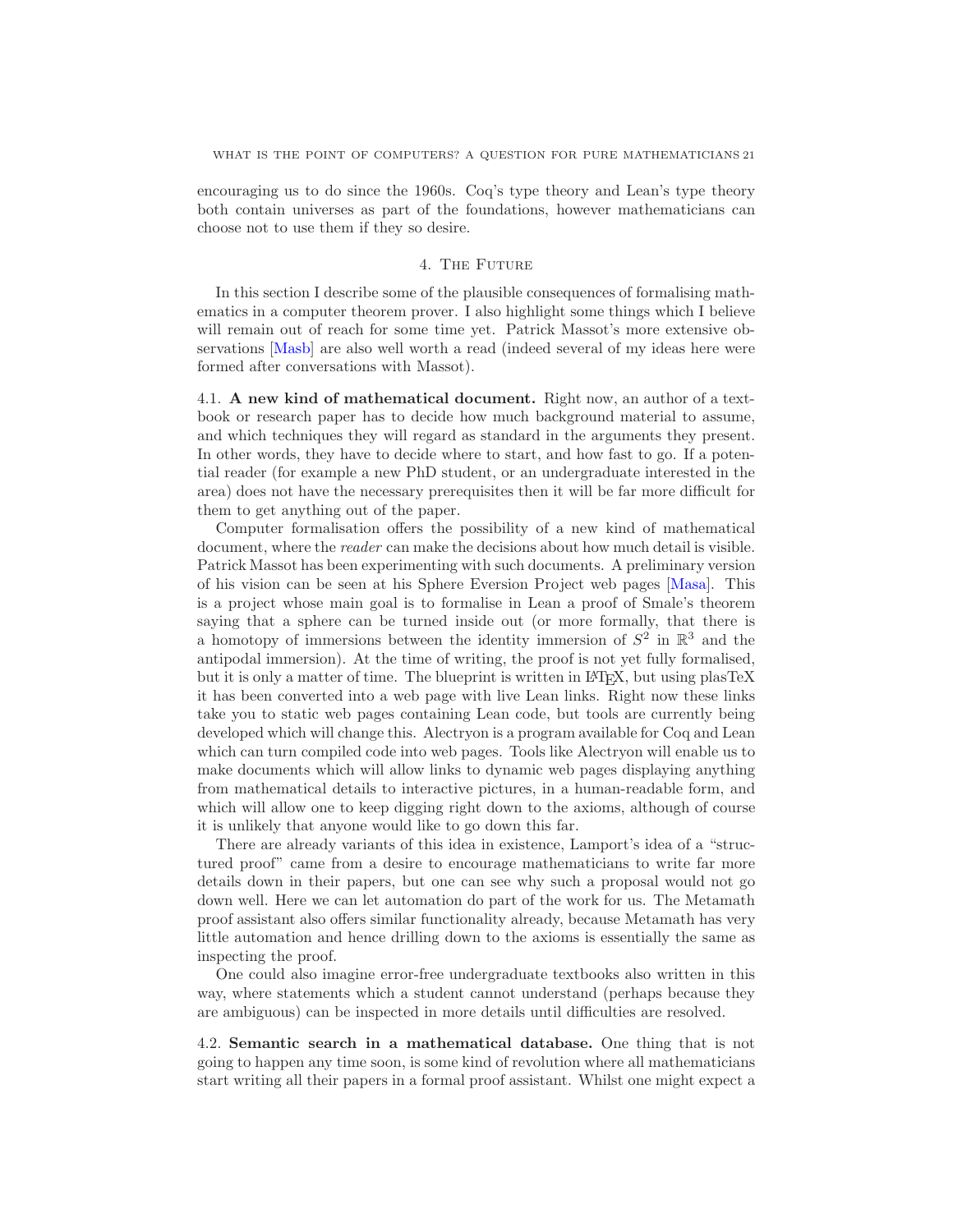encouraging us to do since the 1960s. Coq's type theory and Lean's type theory both contain universes as part of the foundations, however mathematicians can choose not to use them if they so desire.

## 4. The Future

In this section I describe some of the plausible consequences of formalising mathematics in a computer theorem prover. I also highlight some things which I believe will remain out of reach for some time yet. Patrick Massot's more extensive observations [Masb] are also well worth a read (indeed several of my ideas here were formed after conversations with Massot).

### 4.1. A new kind of mathematical document.

Right now, an author of a textbook or research paper has to decide how much background material to assume, and which techniques they will regard as standard in the arguments they present. In other words, they have to decide where to start, and how fast to go. If a potential reader (for example a new PhD student, or an undergraduate interested in the area) does not have the necessary prerequisites then it will be far more difficult for them to get anything out of the paper.

Computer formalisation offers the possibility of a new kind of mathematical document, where the *reader* can make the decisions about how much detail is visible. Patrick Massot has been experimenting with such documents. A preliminary version of his vision can be seen at his Sphere Eversion Project web pages [Masa]. This is a project whose main goal is to formalise in Lean a proof of Smale's theorem saying that a sphere can be turned inside out (or more formally, that there is a homotopy of immersions between the identity immersion of $S^2$ in $\mathbb{R}^3$ and the antipodal immersion). At the time of writing, the proof is not yet fully formalised, but it is only a matter of time. The blueprint is written in LaTeX, but using plasTeX it has been converted into a web page with live Lean links. Right now these links take you to static web pages containing Lean code, but tools are currently being developed which will change this. Alectryon is a program available for Coq and Lean which can turn compiled code into web pages. Tools like Alectryon will enable us to make documents which will allow links to dynamic web pages displaying anything from mathematical details to interactive pictures, in a human-readable form, and which will allow one to keep digging right down to the axioms, although of course it is unlikely that anyone would like to go down this far.

There are already variants of this idea in existence, Lamport's idea of a "structured proof" came from a desire to encourage mathematicians to write far more details down in their papers, but one can see why such a proposal would not go down well. Here we can let automation do part of the work for us. The Metamath proof assistant also offers similar functionality already, because Metamath has very little automation and hence drilling down to the axioms is essentially the same as inspecting the proof.

One could also imagine error-free undergraduate textbooks also written in this way, where statements which a student cannot understand (perhaps because they are ambiguous) can be inspected in more details until difficulties are resolved.

### 4.2. Semantic search in a mathematical database.

One thing that is not going to happen any time soon, is some kind of revolution where all mathematicians start writing all their papers in a formal proof assistant. Whilst one might expect a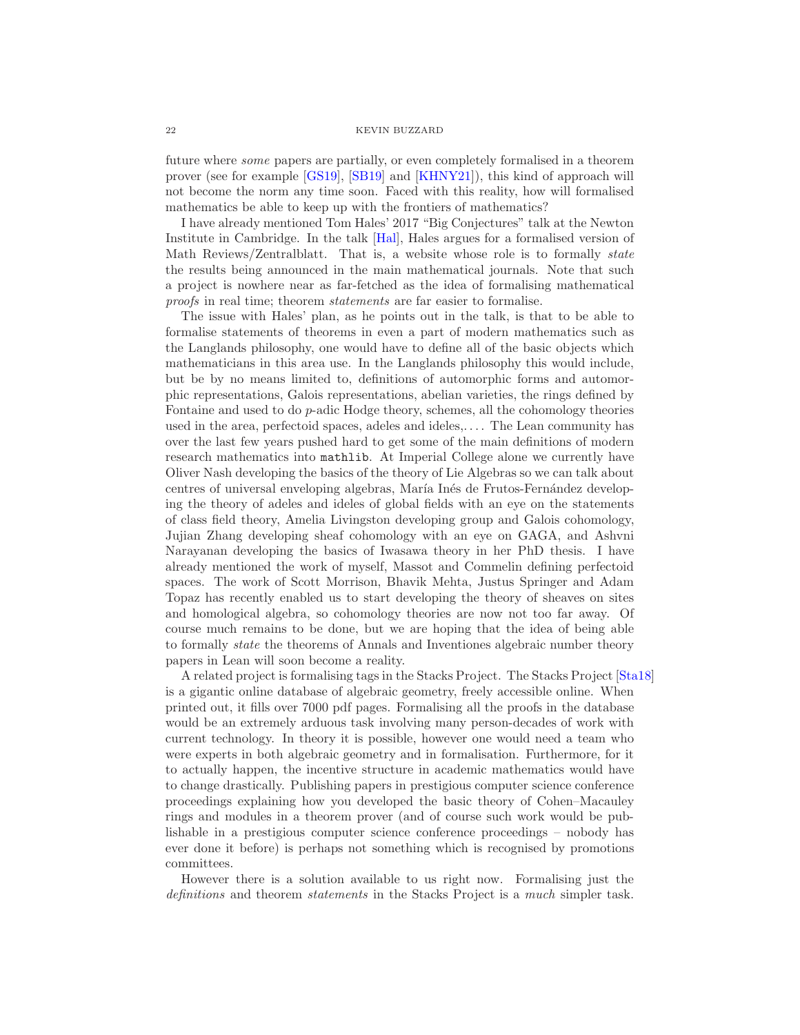future where *some* papers are partially, or even completely formalised in a theorem prover (see for example [GS19], [SB19] and [KHNY21]), this kind of approach will not become the norm any time soon. Faced with this reality, how will formalised mathematics be able to keep up with the frontiers of mathematics?

I have already mentioned Tom Hales' 2017 "Big Conjectures" talk at the Newton Institute in Cambridge. In the talk [Hal], Hales argues for a formalised version of Math Reviews/Zentralblatt. That is, a website whose role is to formally *state* the results being announced in the main mathematical journals. Note that such a project is nowhere near as far-fetched as the idea of formalising mathematical *proofs* in real time; theorem *statements* are far easier to formalise.

The issue with Hales' plan, as he points out in the talk, is that to be able to formalise statements of theorems in even a part of modern mathematics such as the Langlands philosophy, one would have to define all of the basic objects which mathematicians in this area use. In the Langlands philosophy this would include, but be by no means limited to, definitions of automorphic forms and automorphic representations, Galois representations, abelian varieties, the rings defined by Fontaine and used to do $p$-adic Hodge theory, schemes, all the cohomology theories used in the area, perfectoid spaces, adeles and ideles,. . . . The Lean community has over the last few years pushed hard to get some of the main definitions of modern research mathematics into `mathlib`. At Imperial College alone we currently have Oliver Nash developing the basics of the theory of Lie Algebras so we can talk about centres of universal enveloping algebras, María Inés de Frutos-Fernández developing the theory of adeles and ideles of global fields with an eye on the statements of class field theory, Amelia Livingston developing group and Galois cohomology, Jujian Zhang developing sheaf cohomology with an eye on GAGA, and Ashvni Narayanan developing the basics of Iwasawa theory in her PhD thesis. I have already mentioned the work of myself, Massot and Commelin defining perfectoid spaces. The work of Scott Morrison, Bhavik Mehta, Justus Springer and Adam Topaz has recently enabled us to start developing the theory of sheaves on sites and homological algebra, so cohomology theories are now not too far away. Of course much remains to be done, but we are hoping that the idea of being able to formally *state* the theorems of Annals and Inventiones algebraic number theory papers in Lean will soon become a reality.

A related project is formalising tags in the Stacks Project. The Stacks Project [Sta18] is a gigantic online database of algebraic geometry, freely accessible online. When printed out, it fills over 7000 pdf pages. Formalising all the proofs in the database would be an extremely arduous task involving many person-decades of work with current technology. In theory it is possible, however one would need a team who were experts in both algebraic geometry and in formalisation. Furthermore, for it to actually happen, the incentive structure in academic mathematics would have to change drastically. Publishing papers in prestigious computer science conference proceedings explaining how you developed the basic theory of Cohen–Macauley rings and modules in a theorem prover (and of course such work would be publishable in a prestigious computer science conference proceedings – nobody has ever done it before) is perhaps not something which is recognised by promotions committees.

However there is a solution available to us right now. Formalising just the *definitions* and theorem *statements* in the Stacks Project is a *much* simpler task.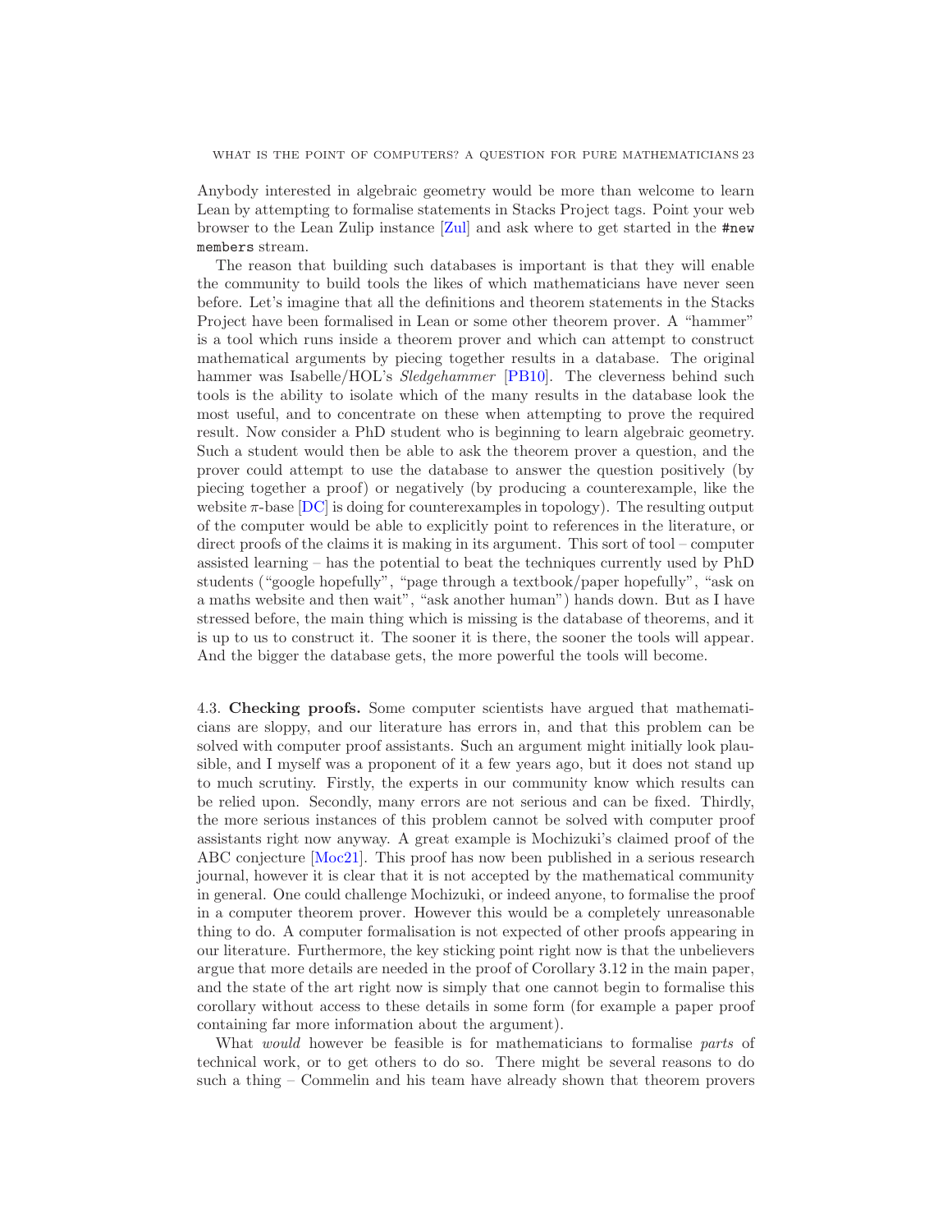Anybody interested in algebraic geometry would be more than welcome to learn Lean by attempting to formalise statements in Stacks Project tags. Point your web browser to the Lean Zulip instance [Zul] and ask where to get started in the `#new members` stream.

The reason that building such databases is important is that they will enable the community to build tools the likes of which mathematicians have never seen before. Let's imagine that all the definitions and theorem statements in the Stacks Project have been formalised in Lean or some other theorem prover. A "hammer" is a tool which runs inside a theorem prover and which can attempt to construct mathematical arguments by piecing together results in a database. The original hammer was Isabelle/HOL's *Sledgehammer* [PB10]. The cleverness behind such tools is the ability to isolate which of the many results in the database look the most useful, and to concentrate on these when attempting to prove the required result. Now consider a PhD student who is beginning to learn algebraic geometry. Such a student would then be able to ask the theorem prover a question, and the prover could attempt to use the database to answer the question positively (by piecing together a proof) or negatively (by producing a counterexample, like the website $\pi$-base [DC] is doing for counterexamples in topology). The resulting output of the computer would be able to explicitly point to references in the literature, or direct proofs of the claims it is making in its argument. This sort of tool – computer assisted learning – has the potential to beat the techniques currently used by PhD students ("google hopefully", "page through a textbook/paper hopefully", "ask on a maths website and then wait", "ask another human") hands down. But as I have stressed before, the main thing which is missing is the database of theorems, and it is up to us to construct it. The sooner it is there, the sooner the tools will appear. And the bigger the database gets, the more powerful the tools will become.

4.3. **Checking proofs.** Some computer scientists have argued that mathematicians are sloppy, and our literature has errors in, and that this problem can be solved with computer proof assistants. Such an argument might initially look plausible, and I myself was a proponent of it a few years ago, but it does not stand up to much scrutiny. Firstly, the experts in our community know which results can be relied upon. Secondly, many errors are not serious and can be fixed. Thirdly, the more serious instances of this problem cannot be solved with computer proof assistants right now anyway. A great example is Mochizuki's claimed proof of the ABC conjecture [Moc21]. This proof has now been published in a serious research journal, however it is clear that it is not accepted by the mathematical community in general. One could challenge Mochizuki, or indeed anyone, to formalise the proof in a computer theorem prover. However this would be a completely unreasonable thing to do. A computer formalisation is not expected of other proofs appearing in our literature. Furthermore, the key sticking point right now is that the unbelievers argue that more details are needed in the proof of Corollary 3.12 in the main paper, and the state of the art right now is simply that one cannot begin to formalise this corollary without access to these details in some form (for example a paper proof containing far more information about the argument).

What *would* however be feasible is for mathematicians to formalise *parts* of technical work, or to get others to do so. There might be several reasons to do such a thing – Commelin and his team have already shown that theorem provers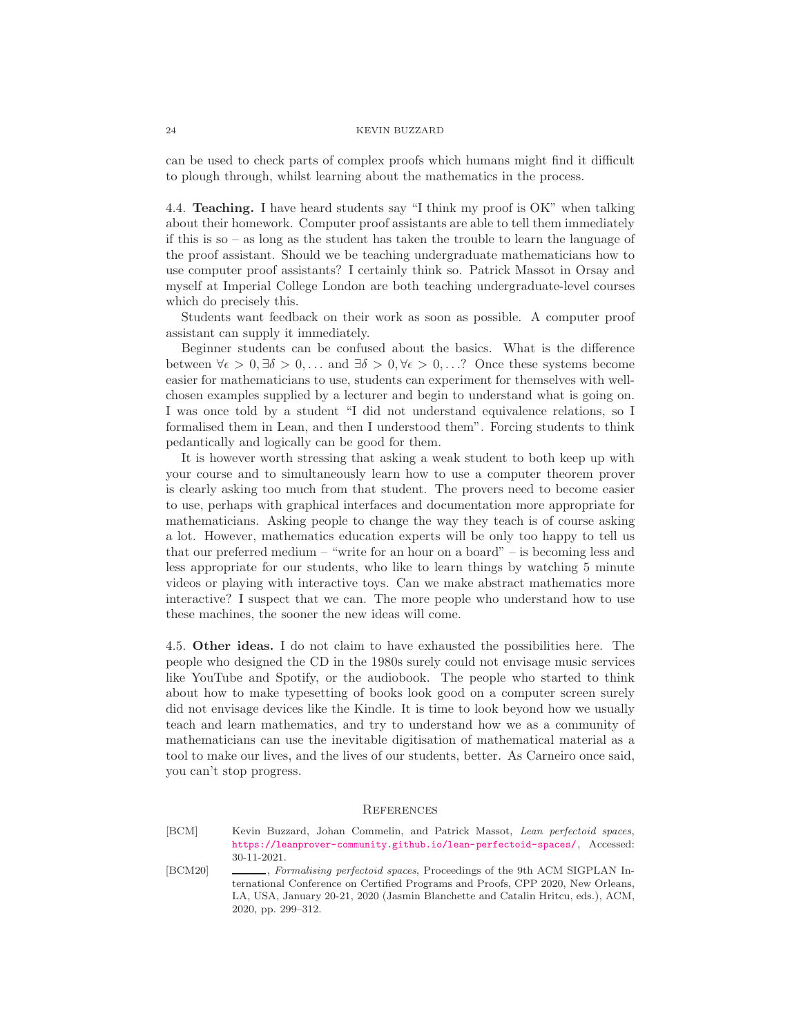can be used to check parts of complex proofs which humans might find it difficult to plough through, whilst learning about the mathematics in the process.

### 4.4. Teaching.

I have heard students say "I think my proof is OK" when talking about their homework. Computer proof assistants are able to tell them immediately if this is so – as long as the student has taken the trouble to learn the language of the proof assistant. Should we be teaching undergraduate mathematicians how to use computer proof assistants? I certainly think so. Patrick Massot in Orsay and myself at Imperial College London are both teaching undergraduate-level courses which do precisely this.

Students want feedback on their work as soon as possible. A computer proof assistant can supply it immediately.

Beginner students can be confused about the basics. What is the difference between $\forall \epsilon > 0, \exists \delta > 0, \ldots$ and $\exists \delta > 0, \forall \epsilon > 0, \ldots$? Once these systems become easier for mathematicians to use, students can experiment for themselves with well-chosen examples supplied by a lecturer and begin to understand what is going on. I was once told by a student "I did not understand equivalence relations, so I formalised them in Lean, and then I understood them". Forcing students to think pedantically and logically can be good for them.

It is however worth stressing that asking a weak student to both keep up with your course and to simultaneously learn how to use a computer theorem prover is clearly asking too much from that student. The provers need to become easier to use, perhaps with graphical interfaces and documentation more appropriate for mathematicians. Asking people to change the way they teach is of course asking a lot. However, mathematics education experts will be only too happy to tell us that our preferred medium – "write for an hour on a board" – is becoming less and less appropriate for our students, who like to learn things by watching 5 minute videos or playing with interactive toys. Can we make abstract mathematics more interactive? I suspect that we can. The more people who understand how to use these machines, the sooner the new ideas will come.

### 4.5. Other ideas.

I do not claim to have exhausted the possibilities here. The people who designed the CD in the 1980s surely could not envisage music services like YouTube and Spotify, or the audiobook. The people who started to think about how to make typesetting of books look good on a computer screen surely did not envisage devices like the Kindle. It is time to look beyond how we usually teach and learn mathematics, and try to understand how we as a community of mathematicians can use the inevitable digitisation of mathematical material as a tool to make our lives, and the lives of our students, better. As Carneiro once said, you can't stop progress.

## References

[BCM] Kevin Buzzard, Johan Commelin, and Patrick Massot, *Lean perfectoid spaces*, https://leanprover-community.github.io/lean-perfectoid-spaces/, Accessed: 30-11-2021.

[BCM20] ______, *Formalising perfectoid spaces*, Proceedings of the 9th ACM SIGPLAN International Conference on Certified Programs and Proofs, CPP 2020, New Orleans, LA, USA, January 20-21, 2020 (Jasmin Blanchette and Catalin Hritcu, eds.), ACM, 2020, pp. 299–312.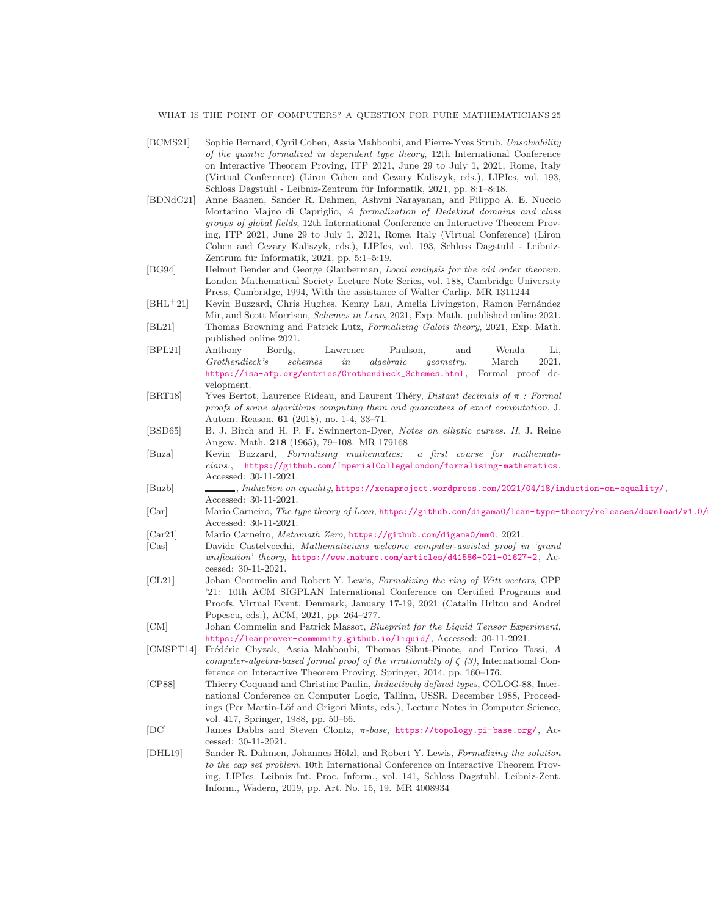[BCMS21] Sophie Bernard, Cyril Cohen, Assia Mahboubi, and Pierre-Yves Strub, *Unsolvability of the quintic formalized in dependent type theory*, 12th International Conference on Interactive Theorem Proving, ITP 2021, June 29 to July 1, 2021, Rome, Italy (Virtual Conference) (Liron Cohen and Cezary Kaliszyk, eds.), LIPIcs, vol. 193, Schloss Dagstuhl - Leibniz-Zentrum für Informatik, 2021, pp. 8:1–8:18.

[BDNdC21] Anne Baanen, Sander R. Dahmen, Ashvni Narayanan, and Filippo A. E. Nuccio Mortarino Majno di Capriglio, *A formalization of Dedekind domains and class groups of global fields*, 12th International Conference on Interactive Theorem Proving, ITP 2021, June 29 to July 1, 2021, Rome, Italy (Virtual Conference) (Liron Cohen and Cezary Kaliszyk, eds.), LIPIcs, vol. 193, Schloss Dagstuhl - Leibniz-Zentrum für Informatik, 2021, pp. 5:1–5:19.

[BG94] Helmut Bender and George Glauberman, *Local analysis for the odd order theorem*, London Mathematical Society Lecture Note Series, vol. 188, Cambridge University Press, Cambridge, 1994, With the assistance of Walter Carlip. MR 1311244

[BHL+21] Kevin Buzzard, Chris Hughes, Kenny Lau, Amelia Livingston, Ramon Fernández Mir, and Scott Morrison, *Schemes in Lean*, 2021, Exp. Math. published online 2021.

[BL21] Thomas Browning and Patrick Lutz, *Formalizing Galois theory*, 2021, Exp. Math. published online 2021.

[BPL21] Anthony Bordg, Lawrence Paulson, and Wenda Li, *Grothendieck's schemes in algebraic geometry*, March 2021, https://isa-afp.org/entries/Grothendieck_Schemes.html, Formal proof development.

[BRT18] Yves Bertot, Laurence Rideau, and Laurent Théry, *Distant decimals of $\pi$ : Formal proofs of some algorithms computing them and guarantees of exact computation*, J. Autom. Reason. **61** (2018), no. 1-4, 33–71.

[BSD65] B. J. Birch and H. P. F. Swinnerton-Dyer, *Notes on elliptic curves. II*, J. Reine Angew. Math. **218** (1965), 79–108. MR 179168

[Buza] Kevin Buzzard, *Formalising mathematics: a first course for mathematicians.*, https://github.com/ImperialCollegeLondon/formalising-mathematics, Accessed: 30-11-2021.

[Buzb] ______, *Induction on equality*, https://xenaproject.wordpress.com/2021/04/18/induction-on-equality/, Accessed: 30-11-2021.

[Car] Mario Carneiro, *The type theory of Lean*, https://github.com/digama0/lean-type-theory/releases/download/v1.0/ Accessed: 30-11-2021.

[Car21] Mario Carneiro, *Metamath Zero*, https://github.com/digama0/mm0, 2021.

[Cas] Davide Castelvecchi, *Mathematicians welcome computer-assisted proof in 'grand unification' theory*, https://www.nature.com/articles/d41586-021-01627-2, Accessed: 30-11-2021.

[CL21] Johan Commelin and Robert Y. Lewis, *Formalizing the ring of Witt vectors*, CPP '21: 10th ACM SIGPLAN International Conference on Certified Programs and Proofs, Virtual Event, Denmark, January 17-19, 2021 (Catalin Hritcu and Andrei Popescu, eds.), ACM, 2021, pp. 264–277.

[CM] Johan Commelin and Patrick Massot, *Blueprint for the Liquid Tensor Experiment*, https://leanprover-community.github.io/liquid/, Accessed: 30-11-2021.

[CMSPT14] Frédéric Chyzak, Assia Mahboubi, Thomas Sibut-Pinote, and Enrico Tassi, *A computer-algebra-based formal proof of the irrationality of $\zeta$ (3)*, International Conference on Interactive Theorem Proving, Springer, 2014, pp. 160–176.

[CP88] Thierry Coquand and Christine Paulin, *Inductively defined types*, COLOG-88, International Conference on Computer Logic, Tallinn, USSR, December 1988, Proceedings (Per Martin-Löf and Grigori Mints, eds.), Lecture Notes in Computer Science, vol. 417, Springer, 1988, pp. 50–66.

[DC] James Dabbs and Steven Clontz, *$\pi$-base*, https://topology.pi-base.org/, Accessed: 30-11-2021.

[DHL19] Sander R. Dahmen, Johannes Hölzl, and Robert Y. Lewis, *Formalizing the solution to the cap set problem*, 10th International Conference on Interactive Theorem Proving, LIPIcs. Leibniz Int. Proc. Inform., vol. 141, Schloss Dagstuhl. Leibniz-Zent. Inform., Wadern, 2019, pp. Art. No. 15, 19. MR 4008934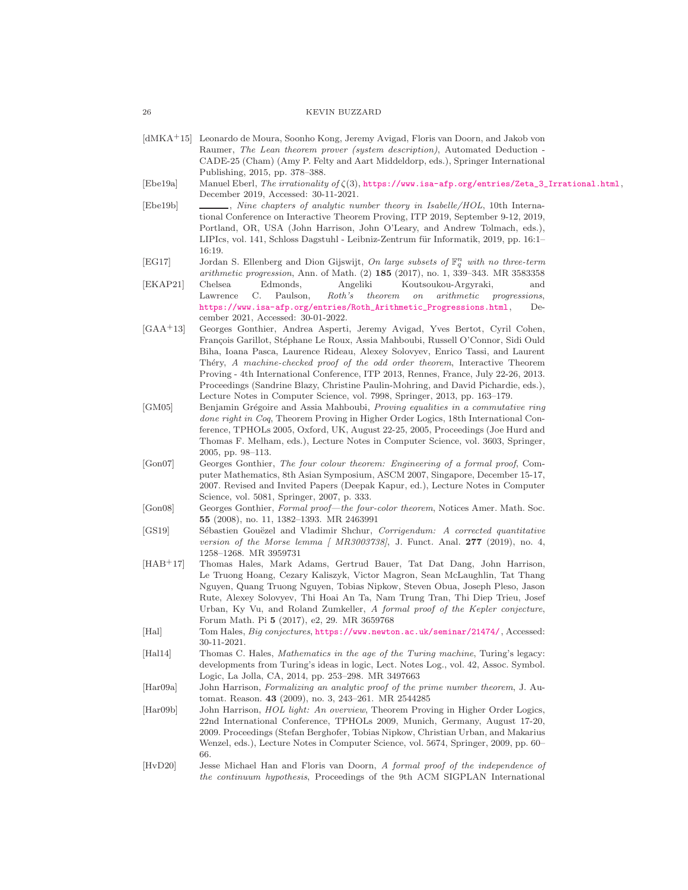[dMKA+15] Leonardo de Moura, Soonho Kong, Jeremy Avigad, Floris van Doorn, and Jakob von Raumer, *The Lean theorem prover (system description)*, Automated Deduction - CADE-25 (Cham) (Amy P. Felty and Aart Middeldorp, eds.), Springer International Publishing, 2015, pp. 378–388.

[Ebe19a] Manuel Eberl, *The irrationality of $\zeta(3)$*, https://www.isa-afp.org/entries/Zeta_3_Irrational.html, December 2019, Accessed: 30-11-2021.

[Ebe19b] ______, *Nine chapters of analytic number theory in Isabelle/HOL*, 10th International Conference on Interactive Theorem Proving, ITP 2019, September 9-12, 2019, Portland, OR, USA (John Harrison, John O'Leary, and Andrew Tolmach, eds.), LIPIcs, vol. 141, Schloss Dagstuhl - Leibniz-Zentrum für Informatik, 2019, pp. 16:1–16:19.

[EG17] Jordan S. Ellenberg and Dion Gijswijt, *On large subsets of $\mathbb{F}_q^n$ with no three-term arithmetic progression*, Ann. of Math. (2) **185** (2017), no. 1, 339–343. MR 3583358

[EKAP21] Chelsea Edmonds, Angeliki Koutsoukou-Argyraki, and Lawrence C. Paulson, *Roth's theorem on arithmetic progressions*, https://www.isa-afp.org/entries/Roth_Arithmetic_Progressions.html, December 2021, Accessed: 30-01-2022.

[GAA+13] Georges Gonthier, Andrea Asperti, Jeremy Avigad, Yves Bertot, Cyril Cohen, François Garillot, Stéphane Le Roux, Assia Mahboubi, Russell O'Connor, Sidi Ould Biha, Ioana Pasca, Laurence Rideau, Alexey Solovyev, Enrico Tassi, and Laurent Théry, *A machine-checked proof of the odd order theorem*, Interactive Theorem Proving - 4th International Conference, ITP 2013, Rennes, France, July 22-26, 2013. Proceedings (Sandrine Blazy, Christine Paulin-Mohring, and David Pichardie, eds.), Lecture Notes in Computer Science, vol. 7998, Springer, 2013, pp. 163–179.

[GM05] Benjamin Grégoire and Assia Mahboubi, *Proving equalities in a commutative ring done right in Coq*, Theorem Proving in Higher Order Logics, 18th International Conference, TPHOLs 2005, Oxford, UK, August 22-25, 2005, Proceedings (Joe Hurd and Thomas F. Melham, eds.), Lecture Notes in Computer Science, vol. 3603, Springer, 2005, pp. 98–113.

[Gon07] Georges Gonthier, *The four colour theorem: Engineering of a formal proof*, Computer Mathematics, 8th Asian Symposium, ASCM 2007, Singapore, December 15-17, 2007. Revised and Invited Papers (Deepak Kapur, ed.), Lecture Notes in Computer Science, vol. 5081, Springer, 2007, p. 333.

[Gon08] Georges Gonthier, *Formal proof—the four-color theorem*, Notices Amer. Math. Soc. **55** (2008), no. 11, 1382–1393. MR 2463991

[GS19] Sébastien Gouëzel and Vladimir Shchur, *Corrigendum: A corrected quantitative version of the Morse lemma [ MR3003738]*, J. Funct. Anal. **277** (2019), no. 4, 1258–1268. MR 3959731

[HAB+17] Thomas Hales, Mark Adams, Gertrud Bauer, Tat Dat Dang, John Harrison, Le Truong Hoang, Cezary Kaliszyk, Victor Magron, Sean McLaughlin, Tat Thang Nguyen, Quang Truong Nguyen, Tobias Nipkow, Steven Obua, Joseph Pleso, Jason Rute, Alexey Solovyev, Thi Hoai An Ta, Nam Trung Tran, Thi Diep Trieu, Josef Urban, Ky Vu, and Roland Zumkeller, *A formal proof of the Kepler conjecture*, Forum Math. Pi **5** (2017), e2, 29. MR 3659768

[Hal] Tom Hales, *Big conjectures*, https://www.newton.ac.uk/seminar/21474/, Accessed: 30-11-2021.

[Hal14] Thomas C. Hales, *Mathematics in the age of the Turing machine*, Turing's legacy: developments from Turing's ideas in logic, Lect. Notes Log., vol. 42, Assoc. Symbol. Logic, La Jolla, CA, 2014, pp. 253–298. MR 3497663

[Har09a] John Harrison, *Formalizing an analytic proof of the prime number theorem*, J. Automat. Reason. **43** (2009), no. 3, 243–261. MR 2544285

[Har09b] John Harrison, *HOL light: An overview*, Theorem Proving in Higher Order Logics, 22nd International Conference, TPHOLs 2009, Munich, Germany, August 17-20, 2009. Proceedings (Stefan Berghofer, Tobias Nipkow, Christian Urban, and Makarius Wenzel, eds.), Lecture Notes in Computer Science, vol. 5674, Springer, 2009, pp. 60–66.

[HvD20] Jesse Michael Han and Floris van Doorn, *A formal proof of the independence of the continuum hypothesis*, Proceedings of the 9th ACM SIGPLAN International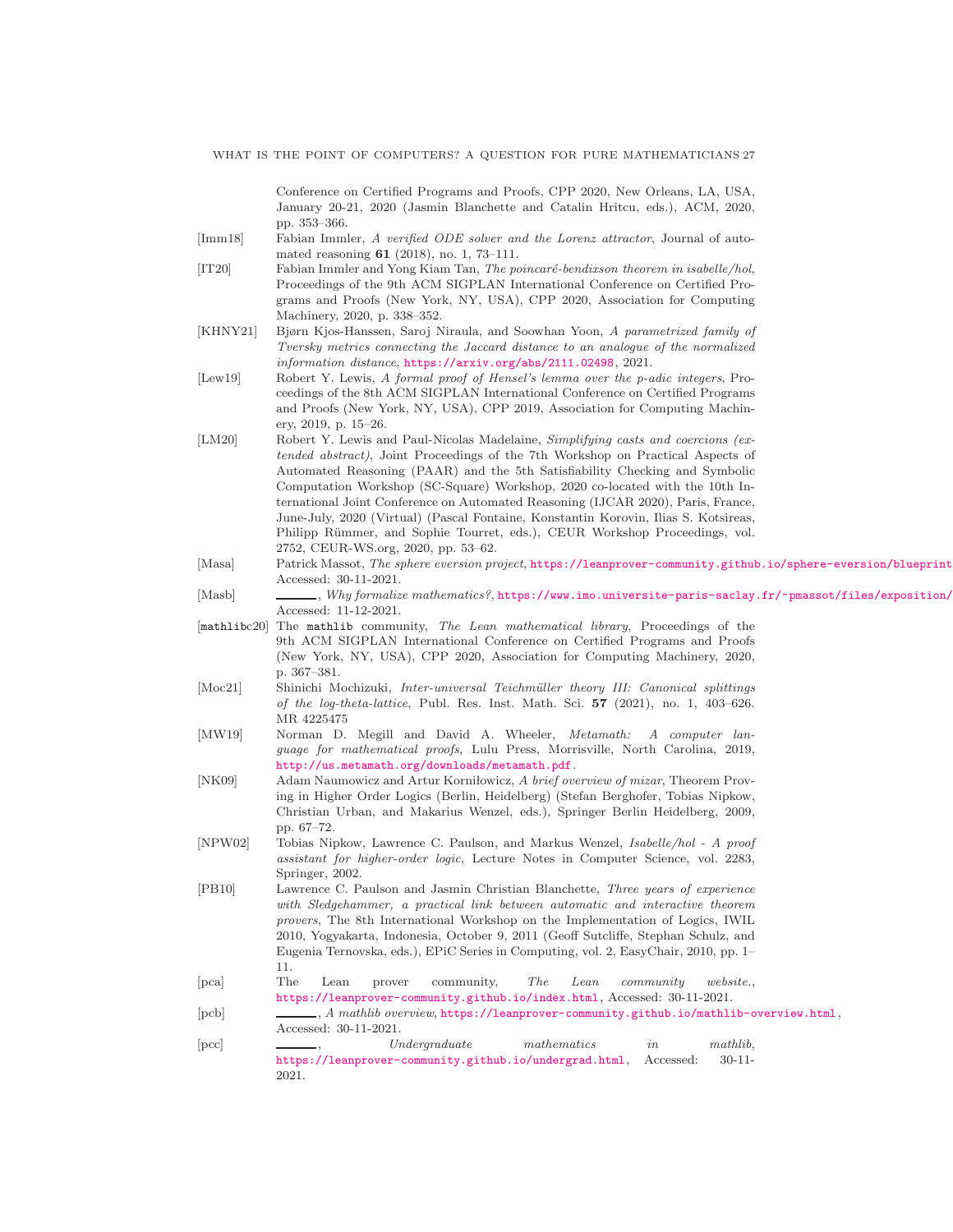Conference on Certified Programs and Proofs, CPP 2020, New Orleans, LA, USA, January 20-21, 2020 (Jasmin Blanchette and Catalin Hritcu, eds.), ACM, 2020, pp. 353–366.

[Imm18] Fabian Immler, *A verified ODE solver and the Lorenz attractor*, Journal of automated reasoning **61** (2018), no. 1, 73–111.

[IT20] Fabian Immler and Yong Kiam Tan, *The poincaré-bendixson theorem in isabelle/hol*, Proceedings of the 9th ACM SIGPLAN International Conference on Certified Programs and Proofs (New York, NY, USA), CPP 2020, Association for Computing Machinery, 2020, p. 338–352.

[KHNY21] Bjørn Kjos-Hanssen, Saroj Niraula, and Soowhan Yoon, *A parametrized family of Tversky metrics connecting the Jaccard distance to an analogue of the normalized information distance*, https://arxiv.org/abs/2111.02498, 2021.

[Lew19] Robert Y. Lewis, *A formal proof of Hensel's lemma over the p-adic integers*, Proceedings of the 8th ACM SIGPLAN International Conference on Certified Programs and Proofs (New York, NY, USA), CPP 2019, Association for Computing Machinery, 2019, p. 15–26.

[LM20] Robert Y. Lewis and Paul-Nicolas Madelaine, *Simplifying casts and coercions (extended abstract)*, Joint Proceedings of the 7th Workshop on Practical Aspects of Automated Reasoning (PAAR) and the 5th Satisfiability Checking and Symbolic Computation Workshop (SC-Square) Workshop, 2020 co-located with the 10th International Joint Conference on Automated Reasoning (IJCAR 2020), Paris, France, June-July, 2020 (Virtual) (Pascal Fontaine, Konstantin Korovin, Ilias S. Kotsireas, Philipp Rümmer, and Sophie Tourret, eds.), CEUR Workshop Proceedings, vol. 2752, CEUR-WS.org, 2020, pp. 53–62.

[Masa] Patrick Massot, *The sphere eversion project*, https://leanprover-community.github.io/sphere-eversion/blueprint Accessed: 30-11-2021.

[Masb] ______, *Why formalize mathematics?*, https://www.imo.universite-paris-saclay.fr/~pmassot/files/exposition/ Accessed: 11-12-2021.

[mathlibc20] The `mathlib` community, *The Lean mathematical library*, Proceedings of the 9th ACM SIGPLAN International Conference on Certified Programs and Proofs (New York, NY, USA), CPP 2020, Association for Computing Machinery, 2020, p. 367–381.

[Moc21] Shinichi Mochizuki, *Inter-universal Teichmüller theory III: Canonical splittings of the log-theta-lattice*, Publ. Res. Inst. Math. Sci. **57** (2021), no. 1, 403–626. MR 4225475

[MW19] Norman D. Megill and David A. Wheeler, *Metamath: A computer language for mathematical proofs*, Lulu Press, Morrisville, North Carolina, 2019, http://us.metamath.org/downloads/metamath.pdf.

[NK09] Adam Naumowicz and Artur Korniłowicz, *A brief overview of mizar*, Theorem Proving in Higher Order Logics (Berlin, Heidelberg) (Stefan Berghofer, Tobias Nipkow, Christian Urban, and Makarius Wenzel, eds.), Springer Berlin Heidelberg, 2009, pp. 67–72.

[NPW02] Tobias Nipkow, Lawrence C. Paulson, and Markus Wenzel, *Isabelle/hol - A proof assistant for higher-order logic*, Lecture Notes in Computer Science, vol. 2283, Springer, 2002.

[PB10] Lawrence C. Paulson and Jasmin Christian Blanchette, *Three years of experience with Sledgehammer, a practical link between automatic and interactive theorem provers*, The 8th International Workshop on the Implementation of Logics, IWIL 2010, Yogyakarta, Indonesia, October 9, 2011 (Geoff Sutcliffe, Stephan Schulz, and Eugenia Ternovska, eds.), EPiC Series in Computing, vol. 2, EasyChair, 2010, pp. 1–11.

[pca] The Lean prover community, *The Lean community website.*, https://leanprover-community.github.io/index.html, Accessed: 30-11-2021.

[pcb] ______, *A mathlib overview*, https://leanprover-community.github.io/mathlib-overview.html, Accessed: 30-11-2021.

[pcc] ______, *Undergraduate mathematics in mathlib*, https://leanprover-community.github.io/undergrad.html, Accessed: 30-11-2021.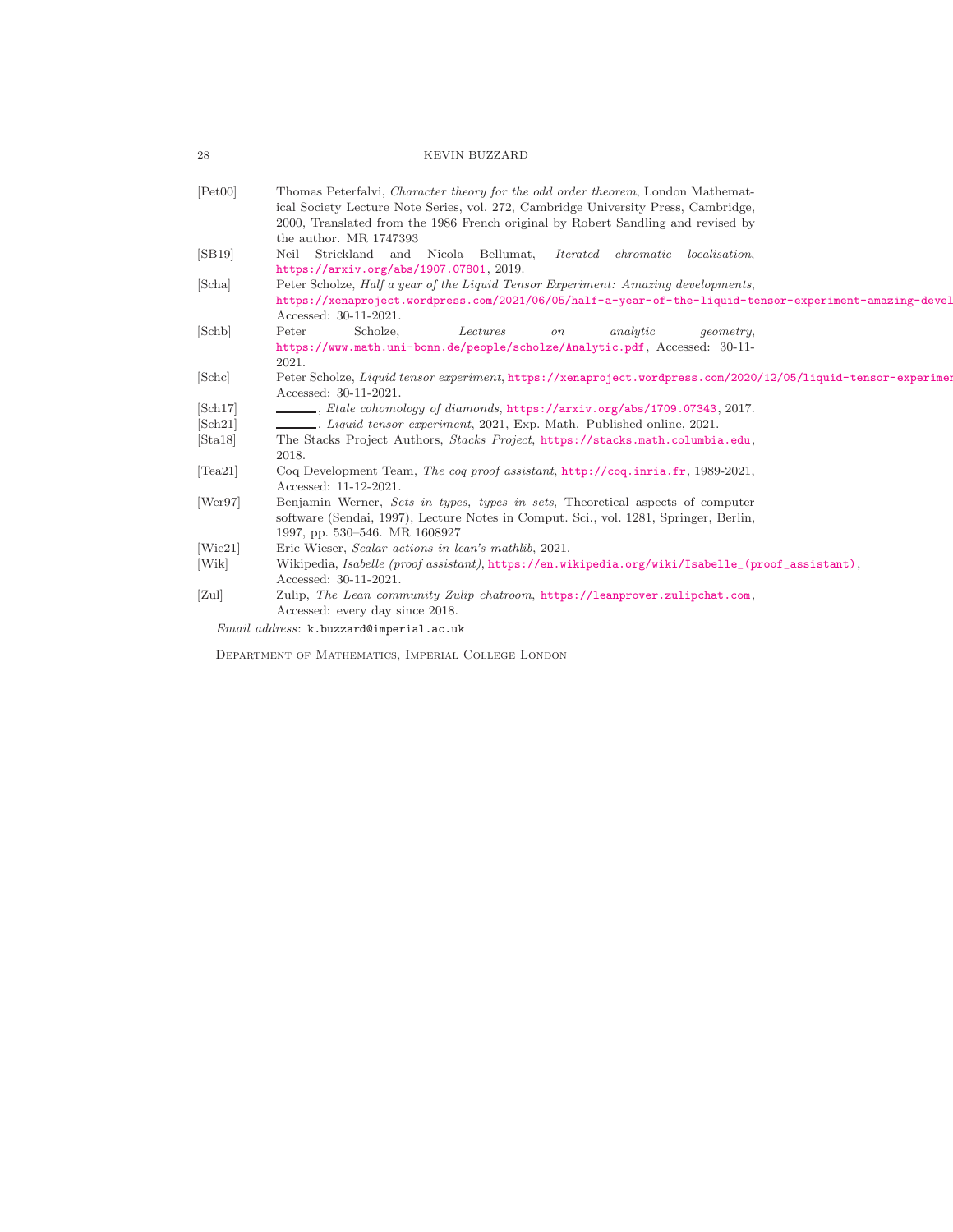[Pet00] Thomas Peterfalvi, *Character theory for the odd order theorem*, London Mathematical Society Lecture Note Series, vol. 272, Cambridge University Press, Cambridge, 2000, Translated from the 1986 French original by Robert Sandling and revised by the author. MR 1747393

[SB19] Neil Strickland and Nicola Bellumat, *Iterated chromatic localisation*, https://arxiv.org/abs/1907.07801, 2019.

[Scha] Peter Scholze, *Half a year of the Liquid Tensor Experiment: Amazing developments*, https://xenaproject.wordpress.com/2021/06/05/half-a-year-of-the-liquid-tensor-experiment-amazing-devel Accessed: 30-11-2021.

[Schb] Peter Scholze, *Lectures on analytic geometry*, https://www.math.uni-bonn.de/people/scholze/Analytic.pdf, Accessed: 30-11-2021.

[Schc] Peter Scholze, *Liquid tensor experiment*, https://xenaproject.wordpress.com/2020/12/05/liquid-tensor-experimer Accessed: 30-11-2021.

[Sch17] ———, *Etale cohomology of diamonds*, https://arxiv.org/abs/1709.07343, 2017.

[Sch21] ———, *Liquid tensor experiment*, 2021, Exp. Math. Published online, 2021.

[Sta18] The Stacks Project Authors, *Stacks Project*, https://stacks.math.columbia.edu, 2018.

[Tea21] Coq Development Team, *The coq proof assistant*, http://coq.inria.fr, 1989-2021, Accessed: 11-12-2021.

[Wer97] Benjamin Werner, *Sets in types, types in sets*, Theoretical aspects of computer software (Sendai, 1997), Lecture Notes in Comput. Sci., vol. 1281, Springer, Berlin, 1997, pp. 530–546. MR 1608927

[Wie21] Eric Wieser, *Scalar actions in lean's mathlib*, 2021.

[Wik] Wikipedia, *Isabelle (proof assistant)*, https://en.wikipedia.org/wiki/Isabelle_(proof_assistant), Accessed: 30-11-2021.

[Zul] Zulip, *The Lean community Zulip chatroom*, https://leanprover.zulipchat.com, Accessed: every day since 2018.

*Email address*: k.buzzard@imperial.ac.uk

Department of Mathematics, Imperial College London